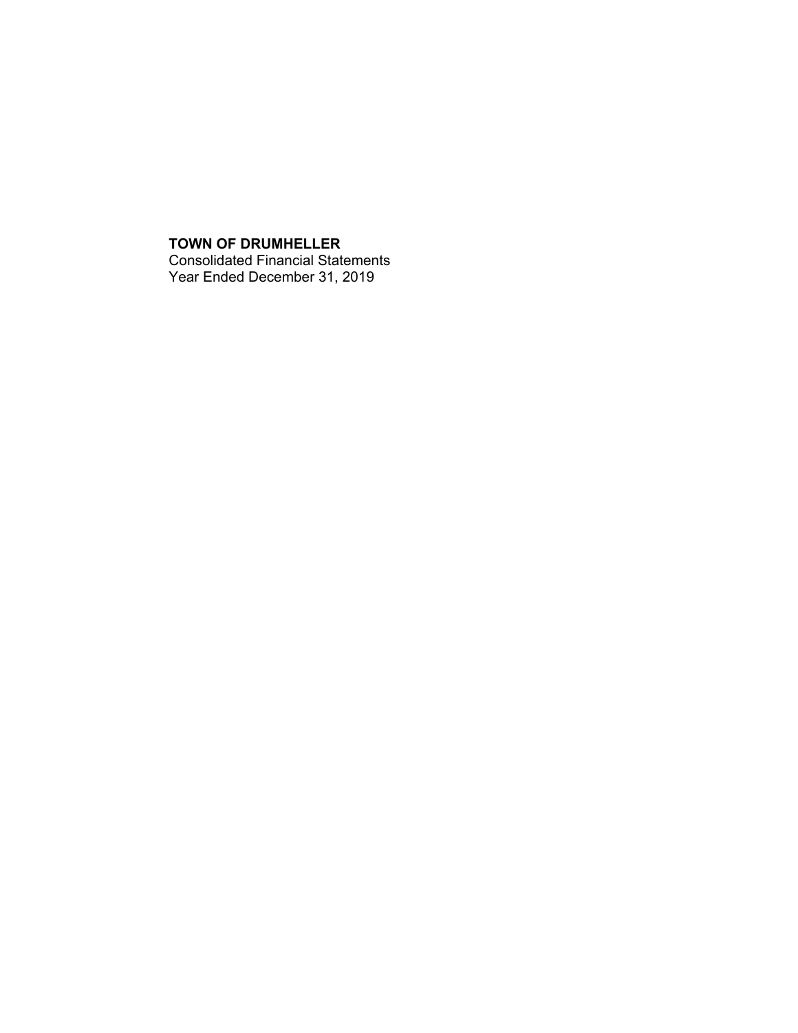**TOWN OF DRUMHELLER**
Consolidated Financial Statements
Year Ended December 31, 2019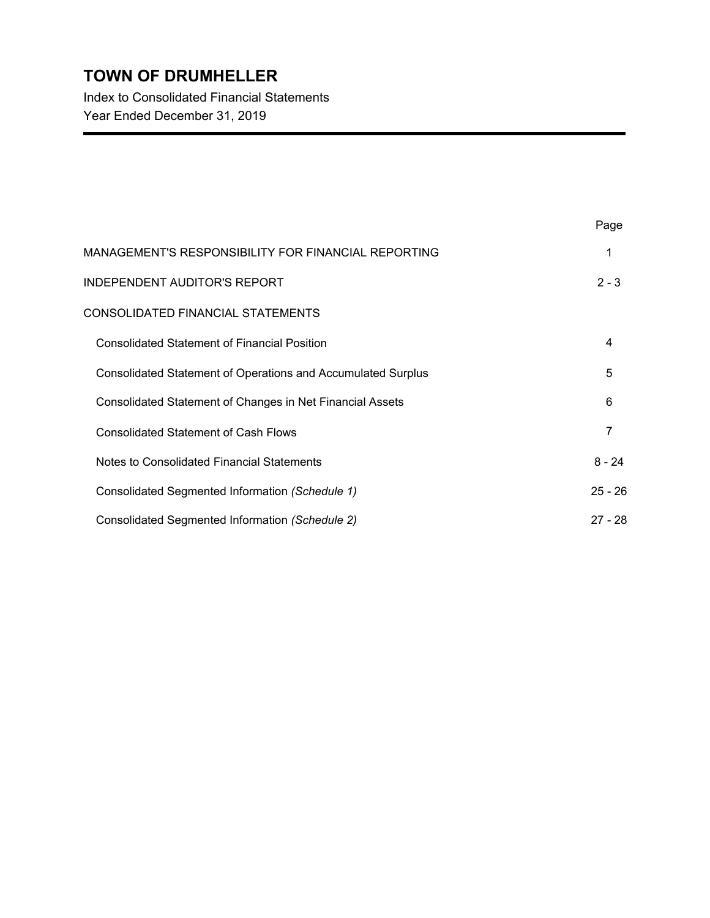# TOWN OF DRUMHELLER

Index to Consolidated Financial Statements

Year Ended December 31, 2019

| | Page |
|---|---|
| MANAGEMENT'S RESPONSIBILITY FOR FINANCIAL REPORTING | 1 |
| INDEPENDENT AUDITOR'S REPORT | 2 - 3 |
| CONSOLIDATED FINANCIAL STATEMENTS | |
| Consolidated Statement of Financial Position | 4 |
| Consolidated Statement of Operations and Accumulated Surplus | 5 |
| Consolidated Statement of Changes in Net Financial Assets | 6 |
| Consolidated Statement of Cash Flows | 7 |
| Notes to Consolidated Financial Statements | 8 - 24 |
| Consolidated Segmented Information *(Schedule 1)* | 25 - 26 |
| Consolidated Segmented Information *(Schedule 2)* | 27 - 28 |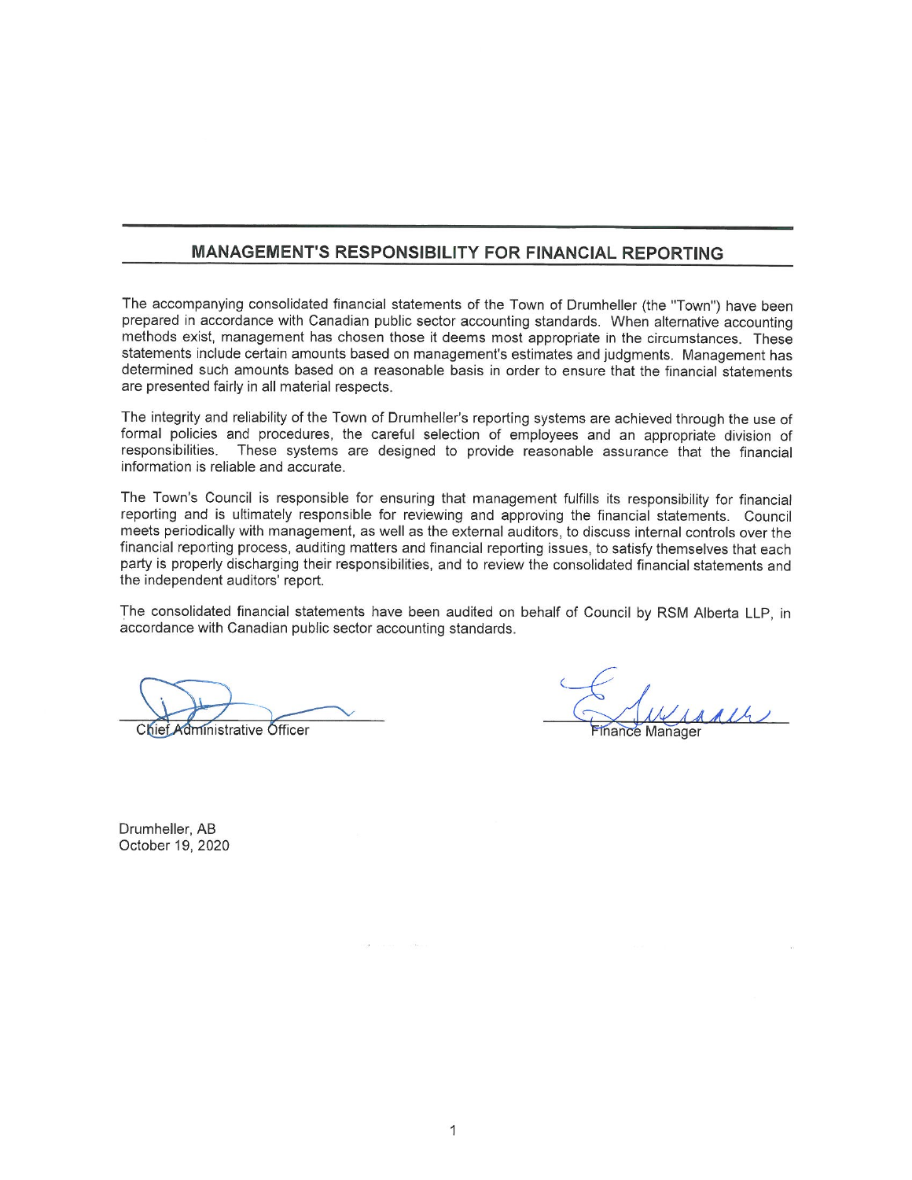## MANAGEMENT'S RESPONSIBILITY FOR FINANCIAL REPORTING

The accompanying consolidated financial statements of the Town of Drumheller (the "Town") have been prepared in accordance with Canadian public sector accounting standards. When alternative accounting methods exist, management has chosen those it deems most appropriate in the circumstances. These statements include certain amounts based on management's estimates and judgments. Management has determined such amounts based on a reasonable basis in order to ensure that the financial statements are presented fairly in all material respects.

The integrity and reliability of the Town of Drumheller's reporting systems are achieved through the use of formal policies and procedures, the careful selection of employees and an appropriate division of responsibilities. These systems are designed to provide reasonable assurance that the financial information is reliable and accurate.

The Town's Council is responsible for ensuring that management fulfills its responsibility for financial reporting and is ultimately responsible for reviewing and approving the financial statements. Council meets periodically with management, as well as the external auditors, to discuss internal controls over the financial reporting process, auditing matters and financial reporting issues, to satisfy themselves that each party is properly discharging their responsibilities, and to review the consolidated financial statements and the independent auditors' report.

The consolidated financial statements have been audited on behalf of Council by RSM Alberta LLP, in accordance with Canadian public sector accounting standards.

Chief Administrative Officer

Finance Manager

Drumheller, AB
October 19, 2020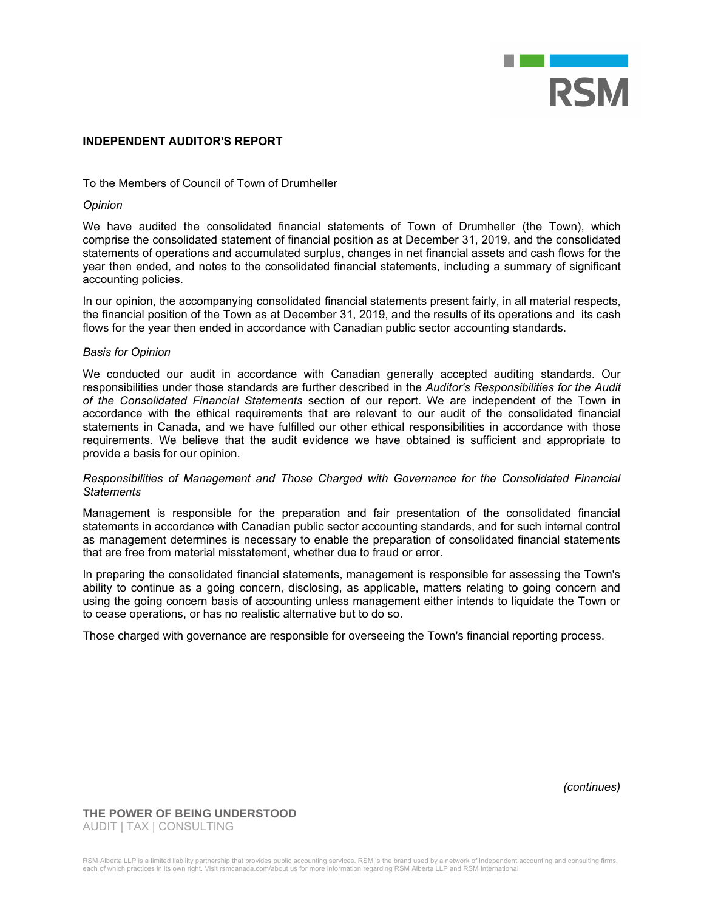## INDEPENDENT AUDITOR'S REPORT

To the Members of Council of Town of Drumheller

*Opinion*

We have audited the consolidated financial statements of Town of Drumheller (the Town), which comprise the consolidated statement of financial position as at December 31, 2019, and the consolidated statements of operations and accumulated surplus, changes in net financial assets and cash flows for the year then ended, and notes to the consolidated financial statements, including a summary of significant accounting policies.

In our opinion, the accompanying consolidated financial statements present fairly, in all material respects, the financial position of the Town as at December 31, 2019, and the results of its operations and its cash flows for the year then ended in accordance with Canadian public sector accounting standards.

*Basis for Opinion*

We conducted our audit in accordance with Canadian generally accepted auditing standards. Our responsibilities under those standards are further described in the *Auditor's Responsibilities for the Audit of the Consolidated Financial Statements* section of our report. We are independent of the Town in accordance with the ethical requirements that are relevant to our audit of the consolidated financial statements in Canada, and we have fulfilled our other ethical responsibilities in accordance with those requirements. We believe that the audit evidence we have obtained is sufficient and appropriate to provide a basis for our opinion.

*Responsibilities of Management and Those Charged with Governance for the Consolidated Financial Statements*

Management is responsible for the preparation and fair presentation of the consolidated financial statements in accordance with Canadian public sector accounting standards, and for such internal control as management determines is necessary to enable the preparation of consolidated financial statements that are free from material misstatement, whether due to fraud or error.

In preparing the consolidated financial statements, management is responsible for assessing the Town's ability to continue as a going concern, disclosing, as applicable, matters relating to going concern and using the going concern basis of accounting unless management either intends to liquidate the Town or to cease operations, or has no realistic alternative but to do so.

Those charged with governance are responsible for overseeing the Town's financial reporting process.

*(continues)*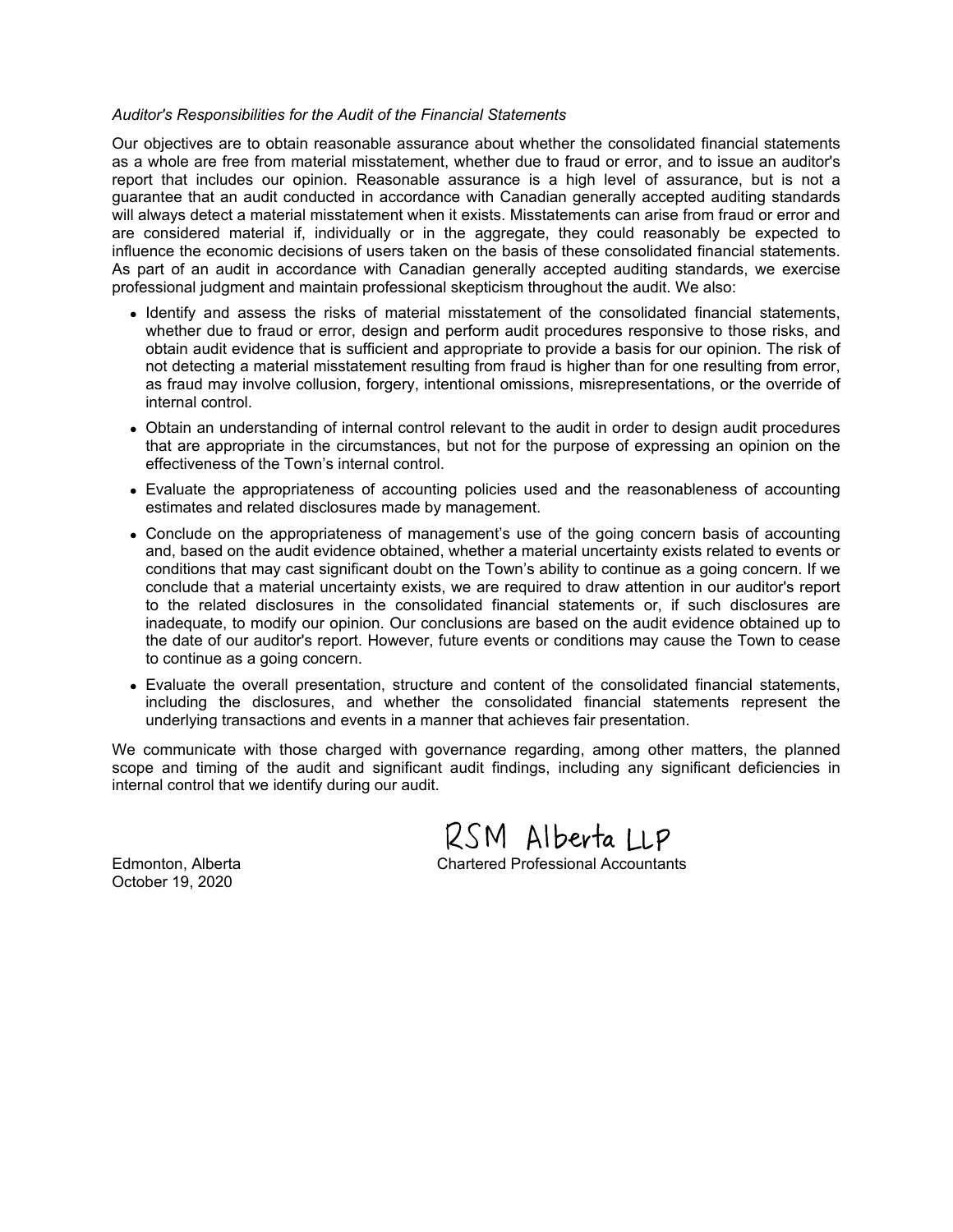*Auditor's Responsibilities for the Audit of the Financial Statements*

Our objectives are to obtain reasonable assurance about whether the consolidated financial statements as a whole are free from material misstatement, whether due to fraud or error, and to issue an auditor's report that includes our opinion. Reasonable assurance is a high level of assurance, but is not a guarantee that an audit conducted in accordance with Canadian generally accepted auditing standards will always detect a material misstatement when it exists. Misstatements can arise from fraud or error and are considered material if, individually or in the aggregate, they could reasonably be expected to influence the economic decisions of users taken on the basis of these consolidated financial statements. As part of an audit in accordance with Canadian generally accepted auditing standards, we exercise professional judgment and maintain professional skepticism throughout the audit. We also:

- Identify and assess the risks of material misstatement of the consolidated financial statements, whether due to fraud or error, design and perform audit procedures responsive to those risks, and obtain audit evidence that is sufficient and appropriate to provide a basis for our opinion. The risk of not detecting a material misstatement resulting from fraud is higher than for one resulting from error, as fraud may involve collusion, forgery, intentional omissions, misrepresentations, or the override of internal control.
- Obtain an understanding of internal control relevant to the audit in order to design audit procedures that are appropriate in the circumstances, but not for the purpose of expressing an opinion on the effectiveness of the Town's internal control.
- Evaluate the appropriateness of accounting policies used and the reasonableness of accounting estimates and related disclosures made by management.
- Conclude on the appropriateness of management's use of the going concern basis of accounting and, based on the audit evidence obtained, whether a material uncertainty exists related to events or conditions that may cast significant doubt on the Town's ability to continue as a going concern. If we conclude that a material uncertainty exists, we are required to draw attention in our auditor's report to the related disclosures in the consolidated financial statements or, if such disclosures are inadequate, to modify our opinion. Our conclusions are based on the audit evidence obtained up to the date of our auditor's report. However, future events or conditions may cause the Town to cease to continue as a going concern.
- Evaluate the overall presentation, structure and content of the consolidated financial statements, including the disclosures, and whether the consolidated financial statements represent the underlying transactions and events in a manner that achieves fair presentation.

We communicate with those charged with governance regarding, among other matters, the planned scope and timing of the audit and significant audit findings, including any significant deficiencies in internal control that we identify during our audit.

RSM Alberta LLP

Chartered Professional Accountants

Edmonton, Alberta
October 19, 2020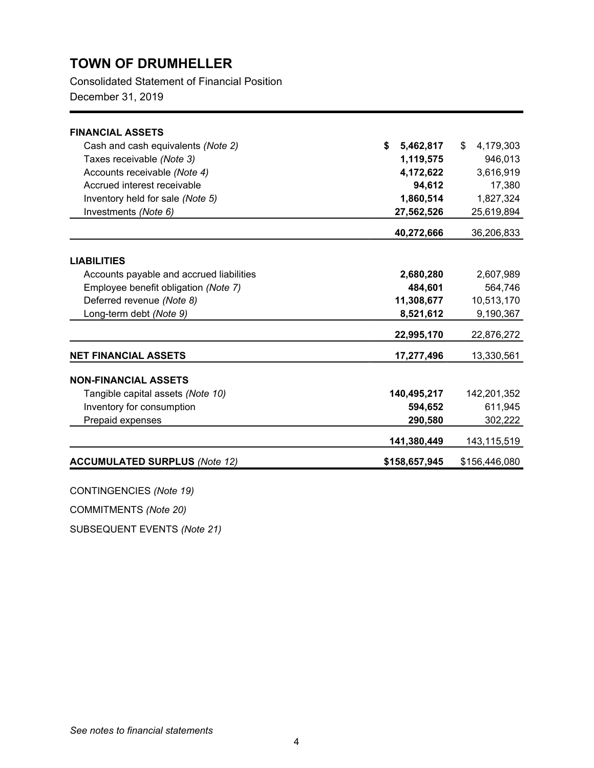# TOWN OF DRUMHELLER

Consolidated Statement of Financial Position

December 31, 2019

| | 2019 | 2018 |
|---|---|---|
| **FINANCIAL ASSETS** | | |
| Cash and cash equivalents *(Note 2)* | **$ 5,462,817** | $ 4,179,303 |
| Taxes receivable *(Note 3)* | **1,119,575** | 946,013 |
| Accounts receivable *(Note 4)* | **4,172,622** | 3,616,919 |
| Accrued interest receivable | **94,612** | 17,380 |
| Inventory held for sale *(Note 5)* | **1,860,514** | 1,827,324 |
| Investments *(Note 6)* | **27,562,526** | 25,619,894 |
| | **40,272,666** | 36,206,833 |
| **LIABILITIES** | | |
| Accounts payable and accrued liabilities | **2,680,280** | 2,607,989 |
| Employee benefit obligation *(Note 7)* | **484,601** | 564,746 |
| Deferred revenue *(Note 8)* | **11,308,677** | 10,513,170 |
| Long-term debt *(Note 9)* | **8,521,612** | 9,190,367 |
| | **22,995,170** | 22,876,272 |
| **NET FINANCIAL ASSETS** | **17,277,496** | 13,330,561 |
| **NON-FINANCIAL ASSETS** | | |
| Tangible capital assets *(Note 10)* | **140,495,217** | 142,201,352 |
| Inventory for consumption | **594,652** | 611,945 |
| Prepaid expenses | **290,580** | 302,222 |
| | **141,380,449** | 143,115,519 |
| **ACCUMULATED SURPLUS** *(Note 12)* | **$158,657,945** | $156,446,080 |

CONTINGENCIES *(Note 19)*

COMMITMENTS *(Note 20)*

SUBSEQUENT EVENTS *(Note 21)*

*See notes to financial statements*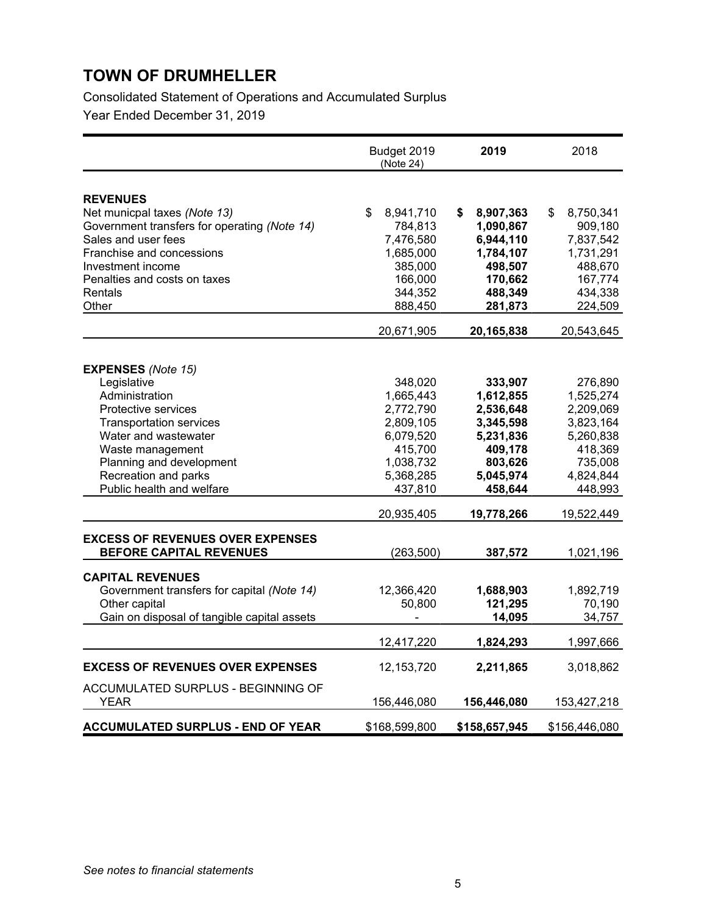# TOWN OF DRUMHELLER

Consolidated Statement of Operations and Accumulated Surplus

Year Ended December 31, 2019

| | Budget 2019 (Note 24) | **2019** | 2018 |
|---|---|---|---|
| **REVENUES** | | | |
| Net municpal taxes *(Note 13)* | $ 8,941,710 | **$ 8,907,363** | $ 8,750,341 |
| Government transfers for operating *(Note 14)* | 784,813 | **1,090,867** | 909,180 |
| Sales and user fees | 7,476,580 | **6,944,110** | 7,837,542 |
| Franchise and concessions | 1,685,000 | **1,784,107** | 1,731,291 |
| Investment income | 385,000 | **498,507** | 488,670 |
| Penalties and costs on taxes | 166,000 | **170,662** | 167,774 |
| Rentals | 344,352 | **488,349** | 434,338 |
| Other | 888,450 | **281,873** | 224,509 |
| | 20,671,905 | **20,165,838** | 20,543,645 |
| **EXPENSES** *(Note 15)* | | | |
| Legislative | 348,020 | **333,907** | 276,890 |
| Administration | 1,665,443 | **1,612,855** | 1,525,274 |
| Protective services | 2,772,790 | **2,536,648** | 2,209,069 |
| Transportation services | 2,809,105 | **3,345,598** | 3,823,164 |
| Water and wastewater | 6,079,520 | **5,231,836** | 5,260,838 |
| Waste management | 415,700 | **409,178** | 418,369 |
| Planning and development | 1,038,732 | **803,626** | 735,008 |
| Recreation and parks | 5,368,285 | **5,045,974** | 4,824,844 |
| Public health and welfare | 437,810 | **458,644** | 448,993 |
| | 20,935,405 | **19,778,266** | 19,522,449 |
| **EXCESS OF REVENUES OVER EXPENSES BEFORE CAPITAL REVENUES** | (263,500) | **387,572** | 1,021,196 |
| **CAPITAL REVENUES** | | | |
| Government transfers for capital *(Note 14)* | 12,366,420 | **1,688,903** | 1,892,719 |
| Other capital | 50,800 | **121,295** | 70,190 |
| Gain on disposal of tangible capital assets | - | **14,095** | 34,757 |
| | 12,417,220 | **1,824,293** | 1,997,666 |
| **EXCESS OF REVENUES OVER EXPENSES** | 12,153,720 | **2,211,865** | 3,018,862 |
| ACCUMULATED SURPLUS - BEGINNING OF YEAR | 156,446,080 | **156,446,080** | 153,427,218 |
| **ACCUMULATED SURPLUS - END OF YEAR** | $168,599,800 | **$158,657,945** | $156,446,080 |

*See notes to financial statements*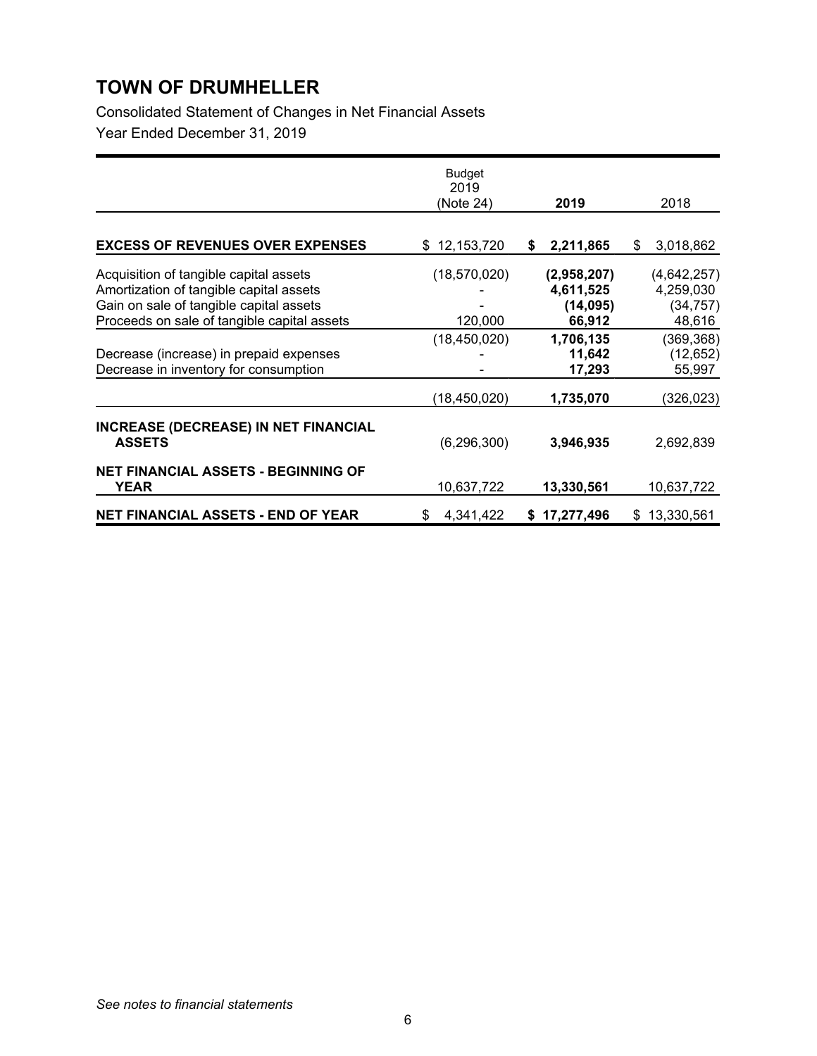# TOWN OF DRUMHELLER

Consolidated Statement of Changes in Net Financial Assets

Year Ended December 31, 2019

| | Budget 2019 (Note 24) | 2019 | 2018 |
|---|---|---|---|
| **EXCESS OF REVENUES OVER EXPENSES** | $ 12,153,720 | **$ 2,211,865** | $ 3,018,862 |
| Acquisition of tangible capital assets | (18,570,020) | **(2,958,207)** | (4,642,257) |
| Amortization of tangible capital assets | - | **4,611,525** | 4,259,030 |
| Gain on sale of tangible capital assets | - | **(14,095)** | (34,757) |
| Proceeds on sale of tangible capital assets | 120,000 | **66,912** | 48,616 |
| | (18,450,020) | **1,706,135** | (369,368) |
| Decrease (increase) in prepaid expenses | - | **11,642** | (12,652) |
| Decrease in inventory for consumption | - | **17,293** | 55,997 |
| | (18,450,020) | **1,735,070** | (326,023) |
| **INCREASE (DECREASE) IN NET FINANCIAL ASSETS** | (6,296,300) | **3,946,935** | 2,692,839 |
| **NET FINANCIAL ASSETS - BEGINNING OF YEAR** | 10,637,722 | **13,330,561** | 10,637,722 |
| **NET FINANCIAL ASSETS - END OF YEAR** | $ 4,341,422 | **$ 17,277,496** | $ 13,330,561 |

*See notes to financial statements*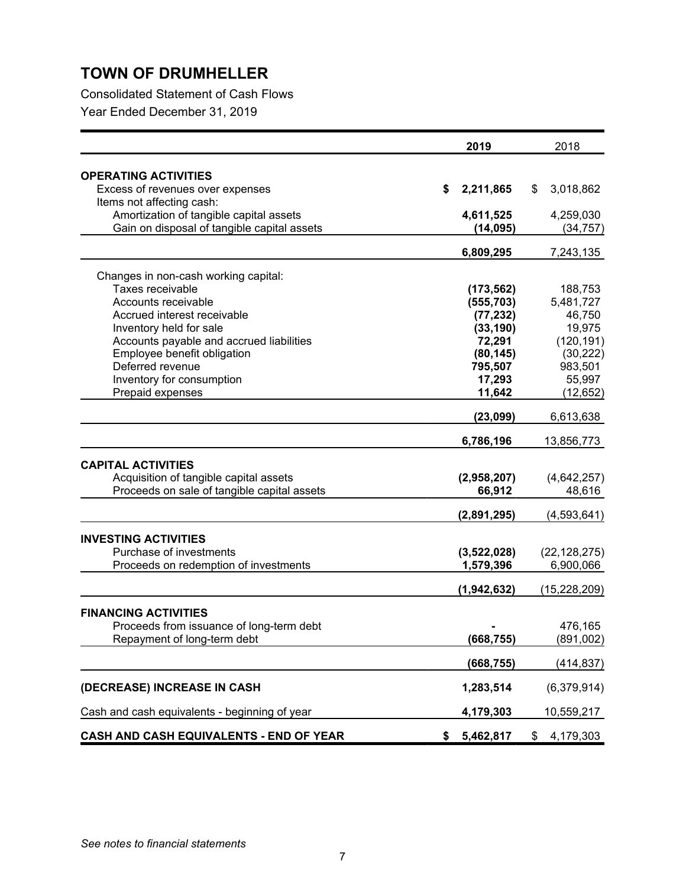# TOWN OF DRUMHELLER

Consolidated Statement of Cash Flows

Year Ended December 31, 2019

| | 2019 | 2018 |
|---|---|---|
| **OPERATING ACTIVITIES** | | |
| Excess of revenues over expenses | **$ 2,211,865** | $ 3,018,862 |
| Items not affecting cash: | | |
| Amortization of tangible capital assets | **4,611,525** | 4,259,030 |
| Gain on disposal of tangible capital assets | **(14,095)** | (34,757) |
| | **6,809,295** | 7,243,135 |
| Changes in non-cash working capital: | | |
| Taxes receivable | **(173,562)** | 188,753 |
| Accounts receivable | **(555,703)** | 5,481,727 |
| Accrued interest receivable | **(77,232)** | 46,750 |
| Inventory held for sale | **(33,190)** | 19,975 |
| Accounts payable and accrued liabilities | **72,291** | (120,191) |
| Employee benefit obligation | **(80,145)** | (30,222) |
| Deferred revenue | **795,507** | 983,501 |
| Inventory for consumption | **17,293** | 55,997 |
| Prepaid expenses | **11,642** | (12,652) |
| | **(23,099)** | 6,613,638 |
| | **6,786,196** | 13,856,773 |
| **CAPITAL ACTIVITIES** | | |
| Acquisition of tangible capital assets | **(2,958,207)** | (4,642,257) |
| Proceeds on sale of tangible capital assets | **66,912** | 48,616 |
| | **(2,891,295)** | (4,593,641) |
| **INVESTING ACTIVITIES** | | |
| Purchase of investments | **(3,522,028)** | (22,128,275) |
| Proceeds on redemption of investments | **1,579,396** | 6,900,066 |
| | **(1,942,632)** | (15,228,209) |
| **FINANCING ACTIVITIES** | | |
| Proceeds from issuance of long-term debt | **-** | 476,165 |
| Repayment of long-term debt | **(668,755)** | (891,002) |
| | **(668,755)** | (414,837) |
| **(DECREASE) INCREASE IN CASH** | **1,283,514** | (6,379,914) |
| Cash and cash equivalents - beginning of year | **4,179,303** | 10,559,217 |
| **CASH AND CASH EQUIVALENTS - END OF YEAR** | **$ 5,462,817** | $ 4,179,303 |

*See notes to financial statements*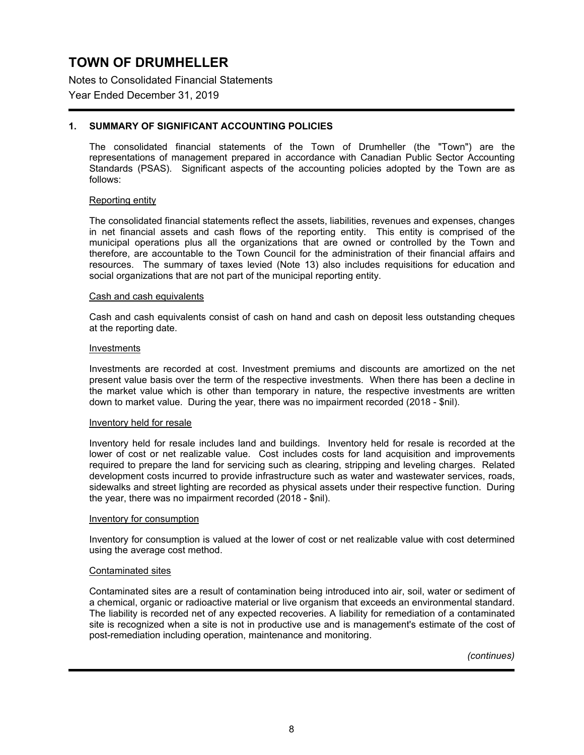# TOWN OF DRUMHELLER

Notes to Consolidated Financial Statements

Year Ended December 31, 2019

## 1. SUMMARY OF SIGNIFICANT ACCOUNTING POLICIES

The consolidated financial statements of the Town of Drumheller (the "Town") are the representations of management prepared in accordance with Canadian Public Sector Accounting Standards (PSAS). Significant aspects of the accounting policies adopted by the Town are as follows:

### Reporting entity

The consolidated financial statements reflect the assets, liabilities, revenues and expenses, changes in net financial assets and cash flows of the reporting entity. This entity is comprised of the municipal operations plus all the organizations that are owned or controlled by the Town and therefore, are accountable to the Town Council for the administration of their financial affairs and resources. The summary of taxes levied (Note 13) also includes requisitions for education and social organizations that are not part of the municipal reporting entity.

### Cash and cash equivalents

Cash and cash equivalents consist of cash on hand and cash on deposit less outstanding cheques at the reporting date.

### Investments

Investments are recorded at cost. Investment premiums and discounts are amortized on the net present value basis over the term of the respective investments. When there has been a decline in the market value which is other than temporary in nature, the respective investments are written down to market value. During the year, there was no impairment recorded (2018 - $nil).

### Inventory held for resale

Inventory held for resale includes land and buildings. Inventory held for resale is recorded at the lower of cost or net realizable value. Cost includes costs for land acquisition and improvements required to prepare the land for servicing such as clearing, stripping and leveling charges. Related development costs incurred to provide infrastructure such as water and wastewater services, roads, sidewalks and street lighting are recorded as physical assets under their respective function. During the year, there was no impairment recorded (2018 - $nil).

### Inventory for consumption

Inventory for consumption is valued at the lower of cost or net realizable value with cost determined using the average cost method.

### Contaminated sites

Contaminated sites are a result of contamination being introduced into air, soil, water or sediment of a chemical, organic or radioactive material or live organism that exceeds an environmental standard. The liability is recorded net of any expected recoveries. A liability for remediation of a contaminated site is recognized when a site is not in productive use and is management's estimate of the cost of post-remediation including operation, maintenance and monitoring.

*(continues)*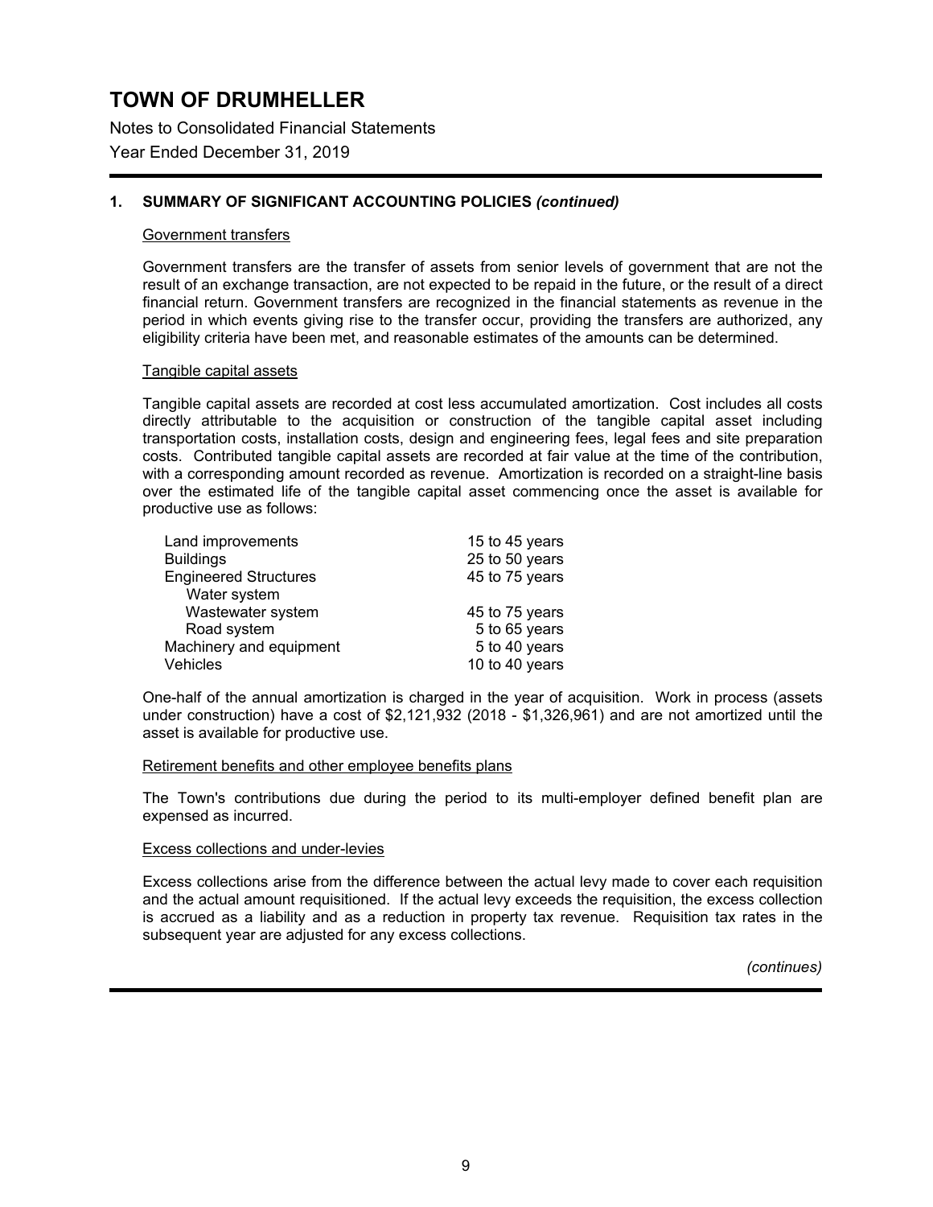## TOWN OF DRUMHELLER

Notes to Consolidated Financial Statements

Year Ended December 31, 2019

### 1. SUMMARY OF SIGNIFICANT ACCOUNTING POLICIES *(continued)*

Government transfers

Government transfers are the transfer of assets from senior levels of government that are not the result of an exchange transaction, are not expected to be repaid in the future, or the result of a direct financial return. Government transfers are recognized in the financial statements as revenue in the period in which events giving rise to the transfer occur, providing the transfers are authorized, any eligibility criteria have been met, and reasonable estimates of the amounts can be determined.

Tangible capital assets

Tangible capital assets are recorded at cost less accumulated amortization. Cost includes all costs directly attributable to the acquisition or construction of the tangible capital asset including transportation costs, installation costs, design and engineering fees, legal fees and site preparation costs. Contributed tangible capital assets are recorded at fair value at the time of the contribution, with a corresponding amount recorded as revenue. Amortization is recorded on a straight-line basis over the estimated life of the tangible capital asset commencing once the asset is available for productive use as follows:

| | |
|---|---|
| Land improvements | 15 to 45 years |
| Buildings | 25 to 50 years |
| Engineered Structures | 45 to 75 years |
| Water system | |
| Wastewater system | 45 to 75 years |
| Road system | 5 to 65 years |
| Machinery and equipment | 5 to 40 years |
| Vehicles | 10 to 40 years |

One-half of the annual amortization is charged in the year of acquisition. Work in process (assets under construction) have a cost of $2,121,932 (2018 - $1,326,961) and are not amortized until the asset is available for productive use.

Retirement benefits and other employee benefits plans

The Town's contributions due during the period to its multi-employer defined benefit plan are expensed as incurred.

Excess collections and under-levies

Excess collections arise from the difference between the actual levy made to cover each requisition and the actual amount requisitioned. If the actual levy exceeds the requisition, the excess collection is accrued as a liability and as a reduction in property tax revenue. Requisition tax rates in the subsequent year are adjusted for any excess collections.

*(continues)*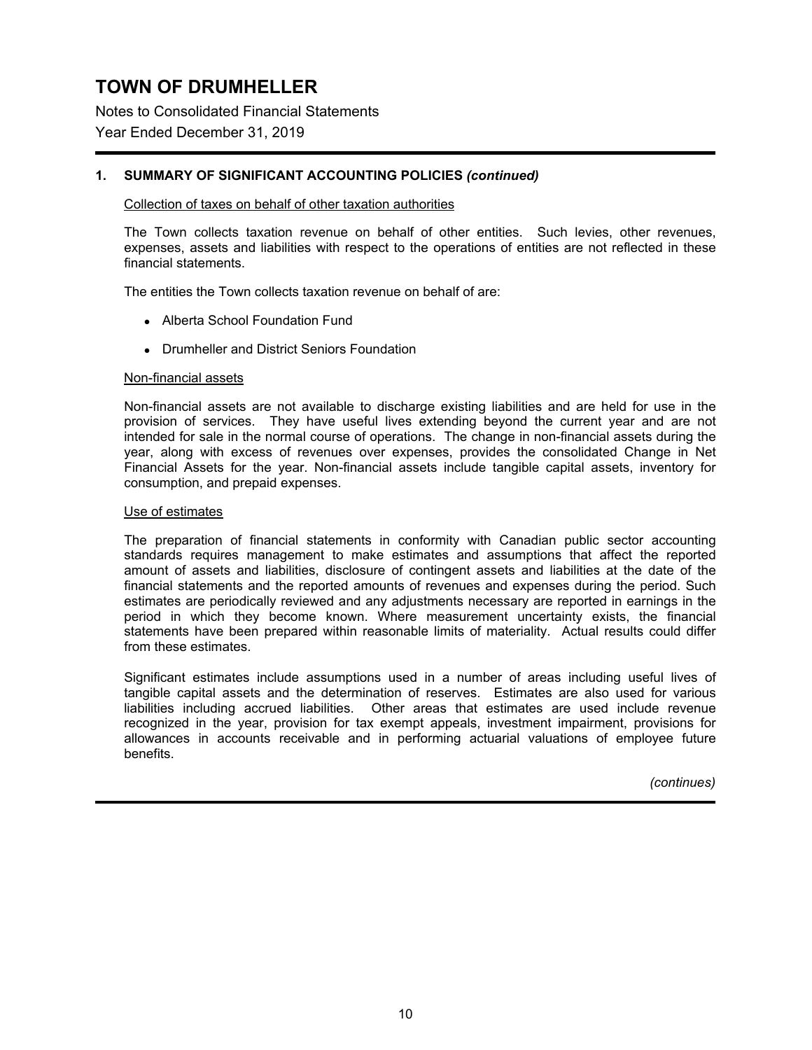# TOWN OF DRUMHELLER

Notes to Consolidated Financial Statements

Year Ended December 31, 2019

## 1. SUMMARY OF SIGNIFICANT ACCOUNTING POLICIES *(continued)*

Collection of taxes on behalf of other taxation authorities

The Town collects taxation revenue on behalf of other entities. Such levies, other revenues, expenses, assets and liabilities with respect to the operations of entities are not reflected in these financial statements.

The entities the Town collects taxation revenue on behalf of are:

- Alberta School Foundation Fund
- Drumheller and District Seniors Foundation

Non-financial assets

Non-financial assets are not available to discharge existing liabilities and are held for use in the provision of services. They have useful lives extending beyond the current year and are not intended for sale in the normal course of operations. The change in non-financial assets during the year, along with excess of revenues over expenses, provides the consolidated Change in Net Financial Assets for the year. Non-financial assets include tangible capital assets, inventory for consumption, and prepaid expenses.

Use of estimates

The preparation of financial statements in conformity with Canadian public sector accounting standards requires management to make estimates and assumptions that affect the reported amount of assets and liabilities, disclosure of contingent assets and liabilities at the date of the financial statements and the reported amounts of revenues and expenses during the period. Such estimates are periodically reviewed and any adjustments necessary are reported in earnings in the period in which they become known. Where measurement uncertainty exists, the financial statements have been prepared within reasonable limits of materiality. Actual results could differ from these estimates.

Significant estimates include assumptions used in a number of areas including useful lives of tangible capital assets and the determination of reserves. Estimates are also used for various liabilities including accrued liabilities. Other areas that estimates are used include revenue recognized in the year, provision for tax exempt appeals, investment impairment, provisions for allowances in accounts receivable and in performing actuarial valuations of employee future benefits.

*(continues)*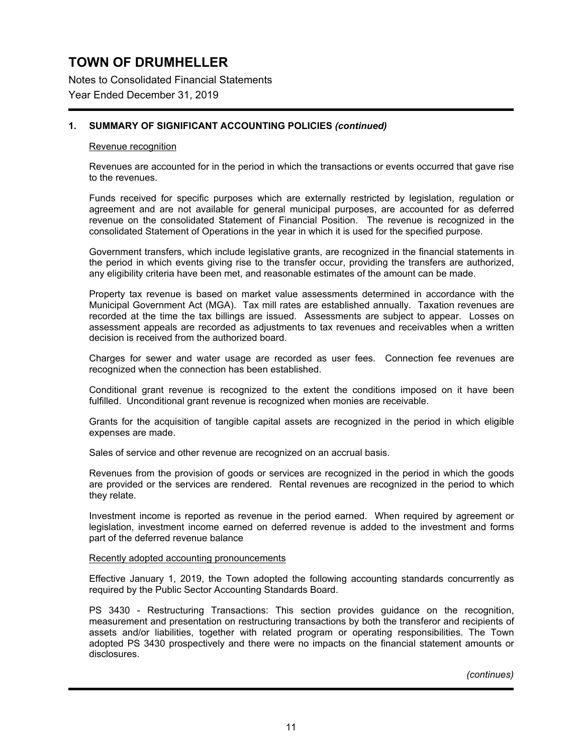# TOWN OF DRUMHELLER

Notes to Consolidated Financial Statements

Year Ended December 31, 2019

## 1. SUMMARY OF SIGNIFICANT ACCOUNTING POLICIES *(continued)*

Revenue recognition

Revenues are accounted for in the period in which the transactions or events occurred that gave rise to the revenues.

Funds received for specific purposes which are externally restricted by legislation, regulation or agreement and are not available for general municipal purposes, are accounted for as deferred revenue on the consolidated Statement of Financial Position. The revenue is recognized in the consolidated Statement of Operations in the year in which it is used for the specified purpose.

Government transfers, which include legislative grants, are recognized in the financial statements in the period in which events giving rise to the transfer occur, providing the transfers are authorized, any eligibility criteria have been met, and reasonable estimates of the amount can be made.

Property tax revenue is based on market value assessments determined in accordance with the Municipal Government Act (MGA). Tax mill rates are established annually. Taxation revenues are recorded at the time the tax billings are issued. Assessments are subject to appear. Losses on assessment appeals are recorded as adjustments to tax revenues and receivables when a written decision is received from the authorized board.

Charges for sewer and water usage are recorded as user fees. Connection fee revenues are recognized when the connection has been established.

Conditional grant revenue is recognized to the extent the conditions imposed on it have been fulfilled. Unconditional grant revenue is recognized when monies are receivable.

Grants for the acquisition of tangible capital assets are recognized in the period in which eligible expenses are made.

Sales of service and other revenue are recognized on an accrual basis.

Revenues from the provision of goods or services are recognized in the period in which the goods are provided or the services are rendered. Rental revenues are recognized in the period to which they relate.

Investment income is reported as revenue in the period earned. When required by agreement or legislation, investment income earned on deferred revenue is added to the investment and forms part of the deferred revenue balance

Recently adopted accounting pronouncements

Effective January 1, 2019, the Town adopted the following accounting standards concurrently as required by the Public Sector Accounting Standards Board.

PS 3430 - Restructuring Transactions: This section provides guidance on the recognition, measurement and presentation on restructuring transactions by both the transferor and recipients of assets and/or liabilities, together with related program or operating responsibilities. The Town adopted PS 3430 prospectively and there were no impacts on the financial statement amounts or disclosures.

*(continues)*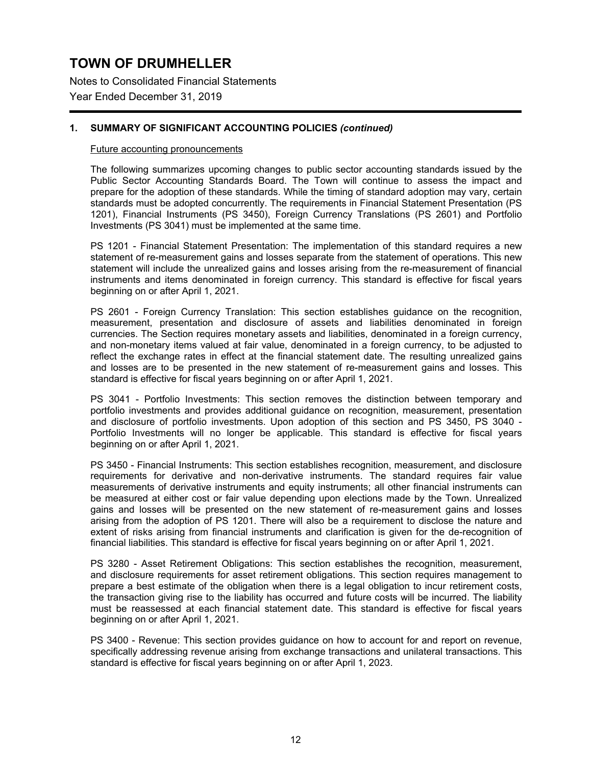# TOWN OF DRUMHELLER

Notes to Consolidated Financial Statements

Year Ended December 31, 2019

## 1. SUMMARY OF SIGNIFICANT ACCOUNTING POLICIES *(continued)*

Future accounting pronouncements

The following summarizes upcoming changes to public sector accounting standards issued by the Public Sector Accounting Standards Board. The Town will continue to assess the impact and prepare for the adoption of these standards. While the timing of standard adoption may vary, certain standards must be adopted concurrently. The requirements in Financial Statement Presentation (PS 1201), Financial Instruments (PS 3450), Foreign Currency Translations (PS 2601) and Portfolio Investments (PS 3041) must be implemented at the same time.

PS 1201 - Financial Statement Presentation: The implementation of this standard requires a new statement of re-measurement gains and losses separate from the statement of operations. This new statement will include the unrealized gains and losses arising from the re-measurement of financial instruments and items denominated in foreign currency. This standard is effective for fiscal years beginning on or after April 1, 2021.

PS 2601 - Foreign Currency Translation: This section establishes guidance on the recognition, measurement, presentation and disclosure of assets and liabilities denominated in foreign currencies. The Section requires monetary assets and liabilities, denominated in a foreign currency, and non-monetary items valued at fair value, denominated in a foreign currency, to be adjusted to reflect the exchange rates in effect at the financial statement date. The resulting unrealized gains and losses are to be presented in the new statement of re-measurement gains and losses. This standard is effective for fiscal years beginning on or after April 1, 2021.

PS 3041 - Portfolio Investments: This section removes the distinction between temporary and portfolio investments and provides additional guidance on recognition, measurement, presentation and disclosure of portfolio investments. Upon adoption of this section and PS 3450, PS 3040 - Portfolio Investments will no longer be applicable. This standard is effective for fiscal years beginning on or after April 1, 2021.

PS 3450 - Financial Instruments: This section establishes recognition, measurement, and disclosure requirements for derivative and non-derivative instruments. The standard requires fair value measurements of derivative instruments and equity instruments; all other financial instruments can be measured at either cost or fair value depending upon elections made by the Town. Unrealized gains and losses will be presented on the new statement of re-measurement gains and losses arising from the adoption of PS 1201. There will also be a requirement to disclose the nature and extent of risks arising from financial instruments and clarification is given for the de-recognition of financial liabilities. This standard is effective for fiscal years beginning on or after April 1, 2021.

PS 3280 - Asset Retirement Obligations: This section establishes the recognition, measurement, and disclosure requirements for asset retirement obligations. This section requires management to prepare a best estimate of the obligation when there is a legal obligation to incur retirement costs, the transaction giving rise to the liability has occurred and future costs will be incurred. The liability must be reassessed at each financial statement date. This standard is effective for fiscal years beginning on or after April 1, 2021.

PS 3400 - Revenue: This section provides guidance on how to account for and report on revenue, specifically addressing revenue arising from exchange transactions and unilateral transactions. This standard is effective for fiscal years beginning on or after April 1, 2023.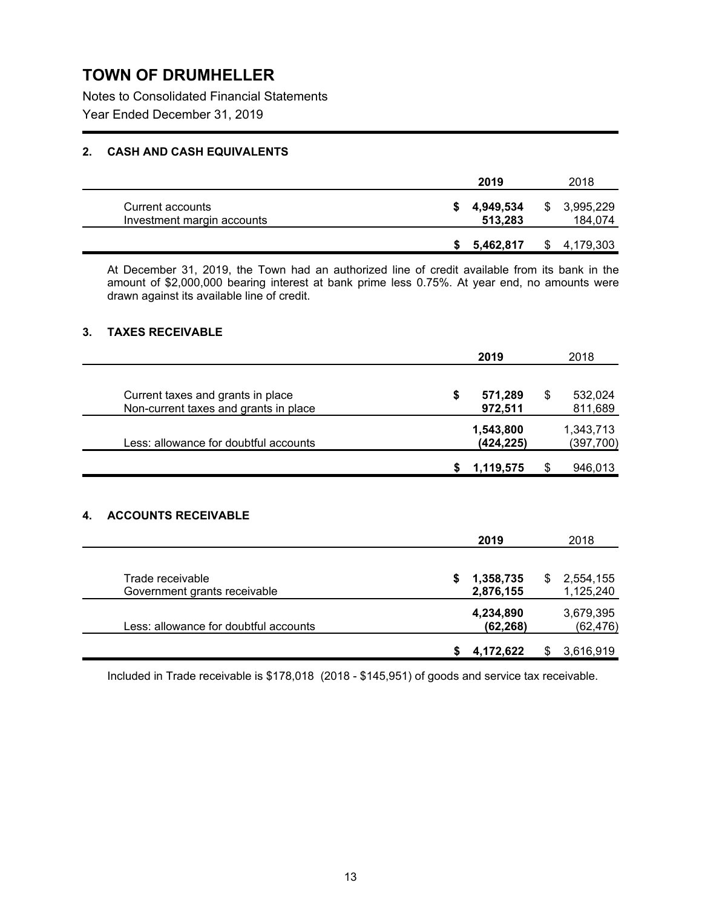# TOWN OF DRUMHELLER

Notes to Consolidated Financial Statements

Year Ended December 31, 2019

## 2. CASH AND CASH EQUIVALENTS

| | 2019 | 2018 |
|---|---|---|
| Current accounts | $ 4,949,534 | $ 3,995,229 |
| Investment margin accounts | 513,283 | 184,074 |
| | $ 5,462,817 | $ 4,179,303 |

At December 31, 2019, the Town had an authorized line of credit available from its bank in the amount of $2,000,000 bearing interest at bank prime less 0.75%. At year end, no amounts were drawn against its available line of credit.

## 3. TAXES RECEIVABLE

| | 2019 | 2018 |
|---|---|---|
| Current taxes and grants in place | $ 571,289 | $ 532,024 |
| Non-current taxes and grants in place | 972,511 | 811,689 |
| | 1,543,800 | 1,343,713 |
| Less: allowance for doubtful accounts | (424,225) | (397,700) |
| | $ 1,119,575 | $ 946,013 |

## 4. ACCOUNTS RECEIVABLE

| | 2019 | 2018 |
|---|---|---|
| Trade receivable | $ 1,358,735 | $ 2,554,155 |
| Government grants receivable | 2,876,155 | 1,125,240 |
| | 4,234,890 | 3,679,395 |
| Less: allowance for doubtful accounts | (62,268) | (62,476) |
| | $ 4,172,622 | $ 3,616,919 |

Included in Trade receivable is $178,018 (2018 - $145,951) of goods and service tax receivable.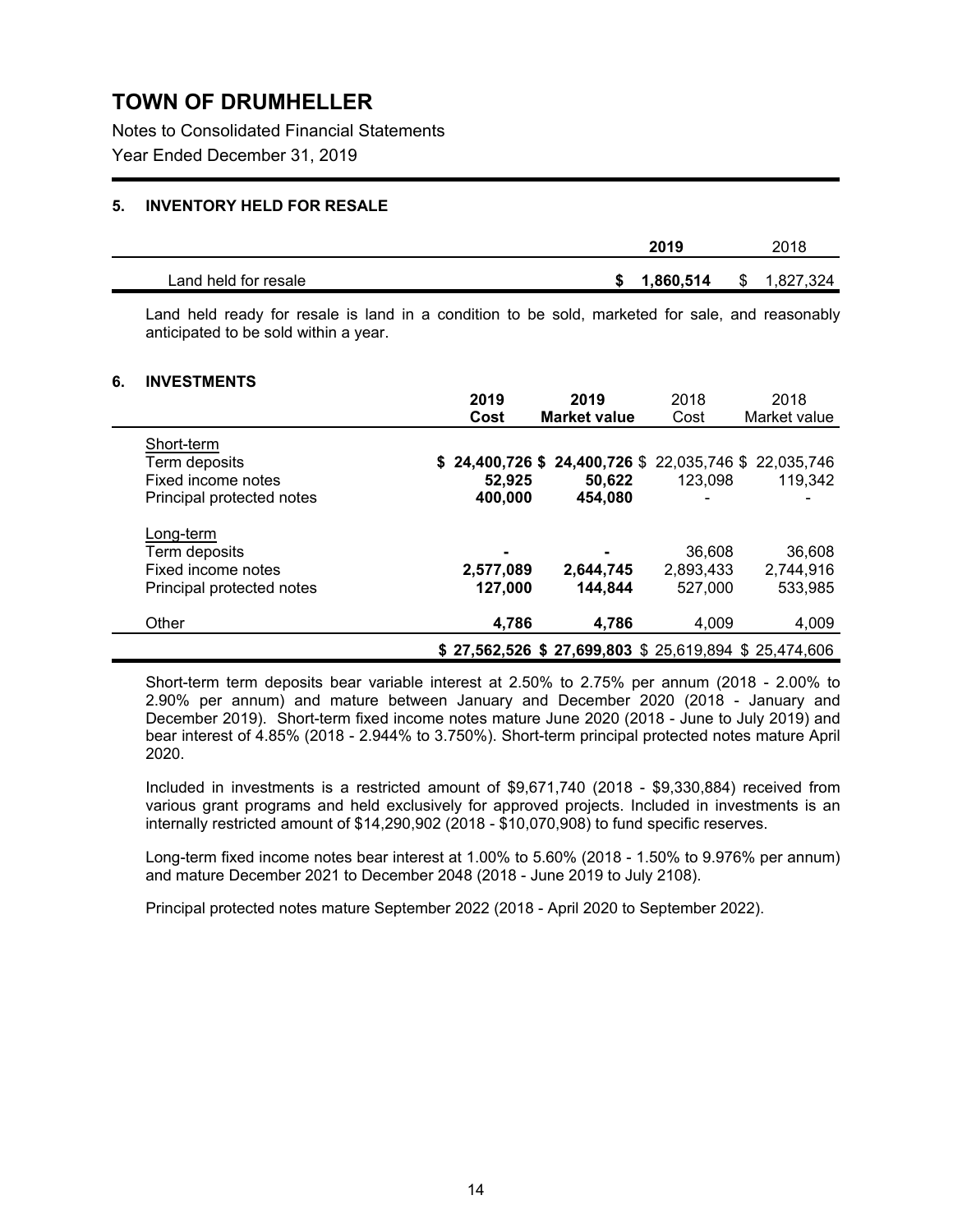# TOWN OF DRUMHELLER

Notes to Consolidated Financial Statements

Year Ended December 31, 2019

## 5. INVENTORY HELD FOR RESALE

| | 2019 | 2018 |
|---|---|---|
| Land held for resale | **$ 1,860,514** | $ 1,827,324 |

Land held ready for resale is land in a condition to be sold, marketed for sale, and reasonably anticipated to be sold within a year.

## 6. INVESTMENTS

| | 2019 Cost | 2019 Market value | 2018 Cost | 2018 Market value |
|---|---|---|---|---|
| Short-term | | | | |
| Term deposits | **$ 24,400,726** | **$ 24,400,726** | $ 22,035,746 | $ 22,035,746 |
| Fixed income notes | **52,925** | **50,622** | 123,098 | 119,342 |
| Principal protected notes | **400,000** | **454,080** | - | - |
| Long-term | | | | |
| Term deposits | **-** | **-** | 36,608 | 36,608 |
| Fixed income notes | **2,577,089** | **2,644,745** | 2,893,433 | 2,744,916 |
| Principal protected notes | **127,000** | **144,844** | 527,000 | 533,985 |
| Other | **4,786** | **4,786** | 4,009 | 4,009 |
| | **$ 27,562,526** | **$ 27,699,803** | $ 25,619,894 | $ 25,474,606 |

Short-term term deposits bear variable interest at 2.50% to 2.75% per annum (2018 - 2.00% to 2.90% per annum) and mature between January and December 2020 (2018 - January and December 2019). Short-term fixed income notes mature June 2020 (2018 - June to July 2019) and bear interest of 4.85% (2018 - 2.944% to 3.750%). Short-term principal protected notes mature April 2020.

Included in investments is a restricted amount of $9,671,740 (2018 - $9,330,884) received from various grant programs and held exclusively for approved projects. Included in investments is an internally restricted amount of $14,290,902 (2018 - $10,070,908) to fund specific reserves.

Long-term fixed income notes bear interest at 1.00% to 5.60% (2018 - 1.50% to 9.976% per annum) and mature December 2021 to December 2048 (2018 - June 2019 to July 2108).

Principal protected notes mature September 2022 (2018 - April 2020 to September 2022).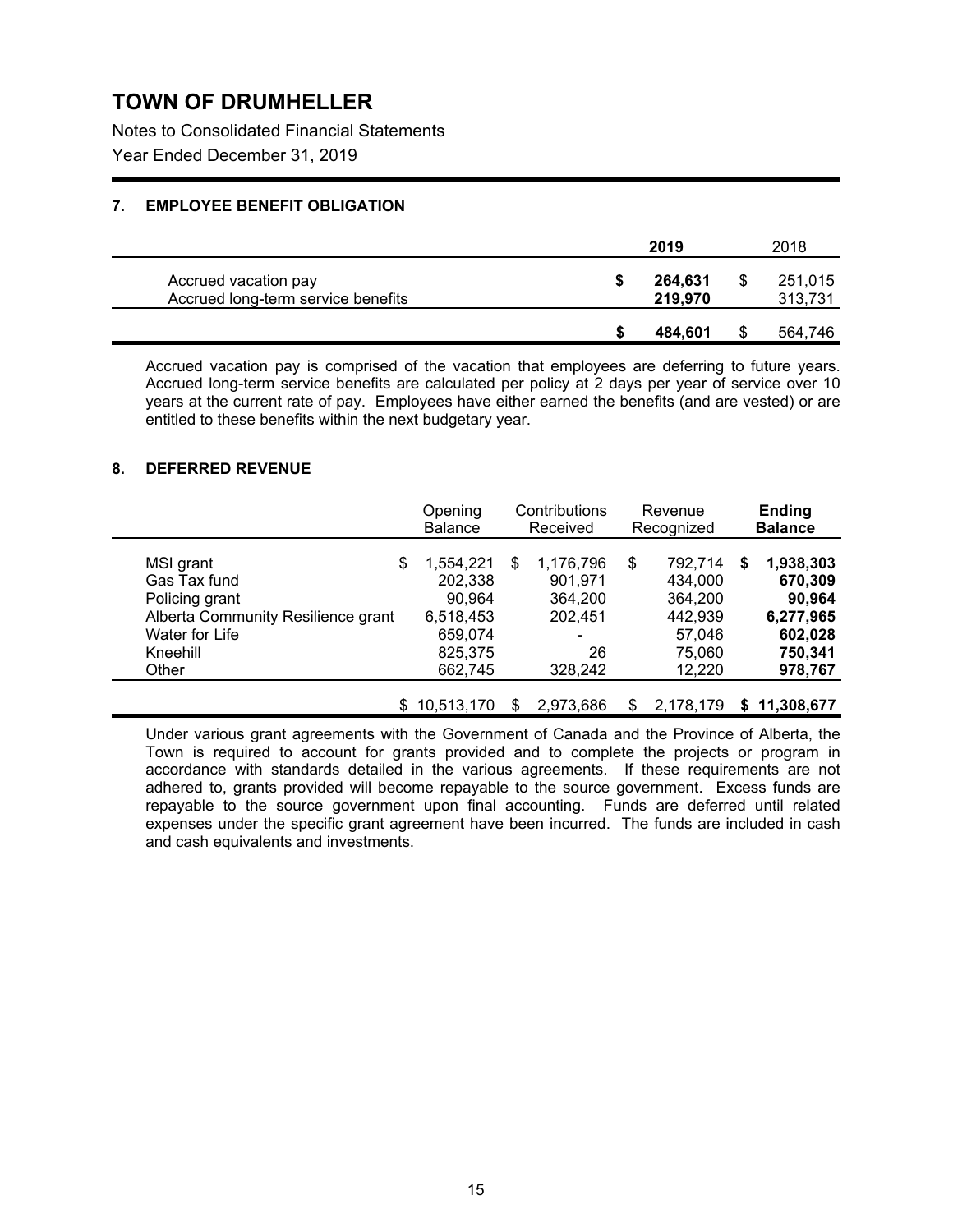# TOWN OF DRUMHELLER

Notes to Consolidated Financial Statements

Year Ended December 31, 2019

### 7. EMPLOYEE BENEFIT OBLIGATION

| | 2019 | 2018 |
|---|---|---|
| Accrued vacation pay | $ **264,631** | $ 251,015 |
| Accrued long-term service benefits | **219,970** | 313,731 |
| | $ **484,601** | $ 564,746 |

Accrued vacation pay is comprised of the vacation that employees are deferring to future years. Accrued long-term service benefits are calculated per policy at 2 days per year of service over 10 years at the current rate of pay. Employees have either earned the benefits (and are vested) or are entitled to these benefits within the next budgetary year.

### 8. DEFERRED REVENUE

| | Opening Balance | Contributions Received | Revenue Recognized | **Ending Balance** |
|---|---|---|---|---|
| MSI grant | $ 1,554,221 | $ 1,176,796 | $ 792,714 | $ **1,938,303** |
| Gas Tax fund | 202,338 | 901,971 | 434,000 | **670,309** |
| Policing grant | 90,964 | 364,200 | 364,200 | **90,964** |
| Alberta Community Resilience grant | 6,518,453 | 202,451 | 442,939 | **6,277,965** |
| Water for Life | 659,074 | - | 57,046 | **602,028** |
| Kneehill | 825,375 | 26 | 75,060 | **750,341** |
| Other | 662,745 | 328,242 | 12,220 | **978,767** |
| | $ 10,513,170 | $ 2,973,686 | $ 2,178,179 | $ **11,308,677** |

Under various grant agreements with the Government of Canada and the Province of Alberta, the Town is required to account for grants provided and to complete the projects or program in accordance with standards detailed in the various agreements. If these requirements are not adhered to, grants provided will become repayable to the source government. Excess funds are repayable to the source government upon final accounting. Funds are deferred until related expenses under the specific grant agreement have been incurred. The funds are included in cash and cash equivalents and investments.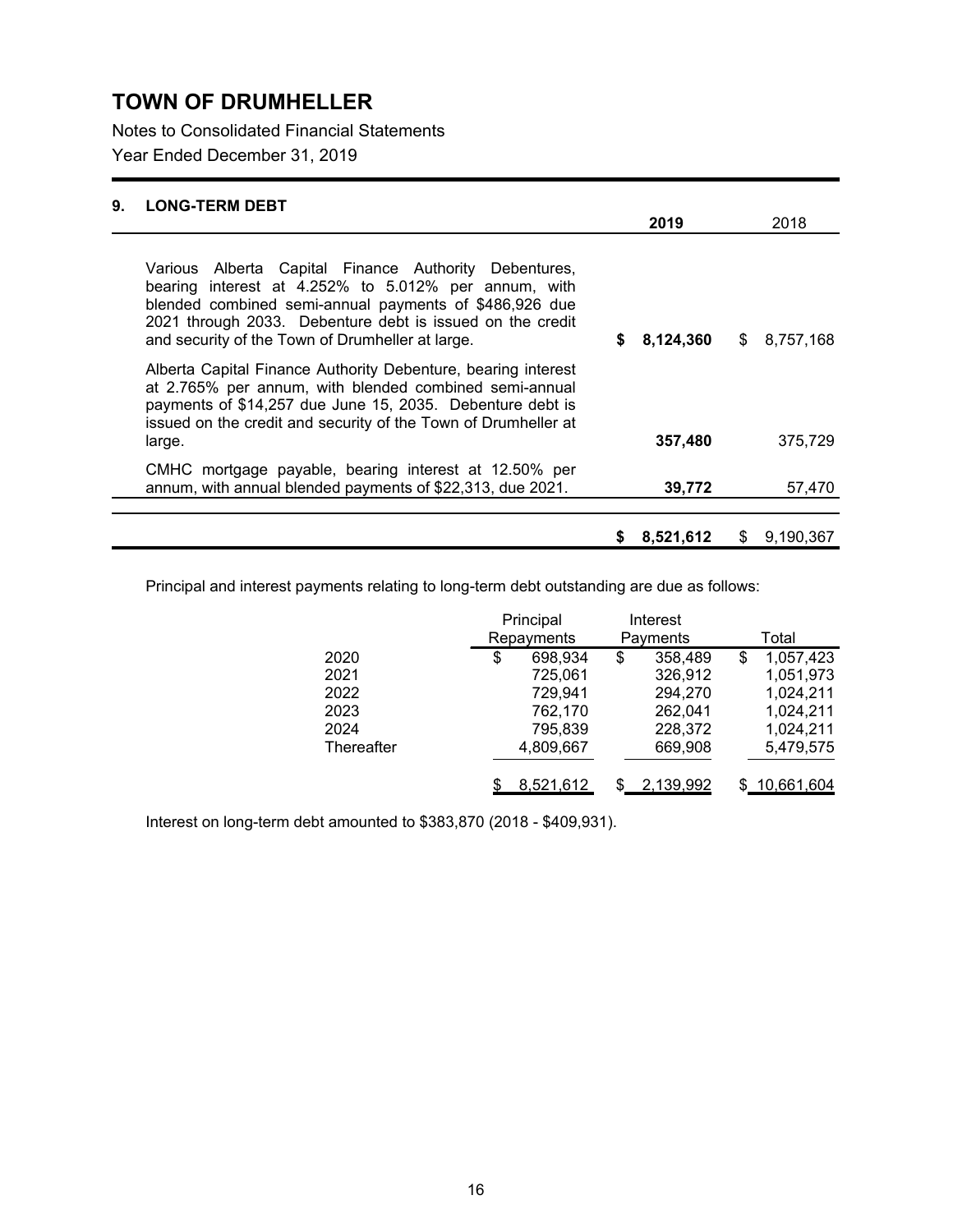# TOWN OF DRUMHELLER

Notes to Consolidated Financial Statements

Year Ended December 31, 2019

## 9. LONG-TERM DEBT

| | 2019 | 2018 |
|---|---|---|
| Various Alberta Capital Finance Authority Debentures, bearing interest at 4.252% to 5.012% per annum, with blended combined semi-annual payments of $486,926 due 2021 through 2033. Debenture debt is issued on the credit and security of the Town of Drumheller at large. | **$ 8,124,360** | $ 8,757,168 |
| Alberta Capital Finance Authority Debenture, bearing interest at 2.765% per annum, with blended combined semi-annual payments of $14,257 due June 15, 2035. Debenture debt is issued on the credit and security of the Town of Drumheller at large. | **357,480** | 375,729 |
| CMHC mortgage payable, bearing interest at 12.50% per annum, with annual blended payments of $22,313, due 2021. | **39,772** | 57,470 |
| | **$ 8,521,612** | $ 9,190,367 |

Principal and interest payments relating to long-term debt outstanding are due as follows:

| | Principal Repayments | Interest Payments | Total |
|---|---|---|---|
| 2020 | $ 698,934 | $ 358,489 | $ 1,057,423 |
| 2021 | 725,061 | 326,912 | 1,051,973 |
| 2022 | 729,941 | 294,270 | 1,024,211 |
| 2023 | 762,170 | 262,041 | 1,024,211 |
| 2024 | 795,839 | 228,372 | 1,024,211 |
| Thereafter | 4,809,667 | 669,908 | 5,479,575 |
| | $ 8,521,612 | $ 2,139,992 | $ 10,661,604 |

Interest on long-term debt amounted to $383,870 (2018 - $409,931).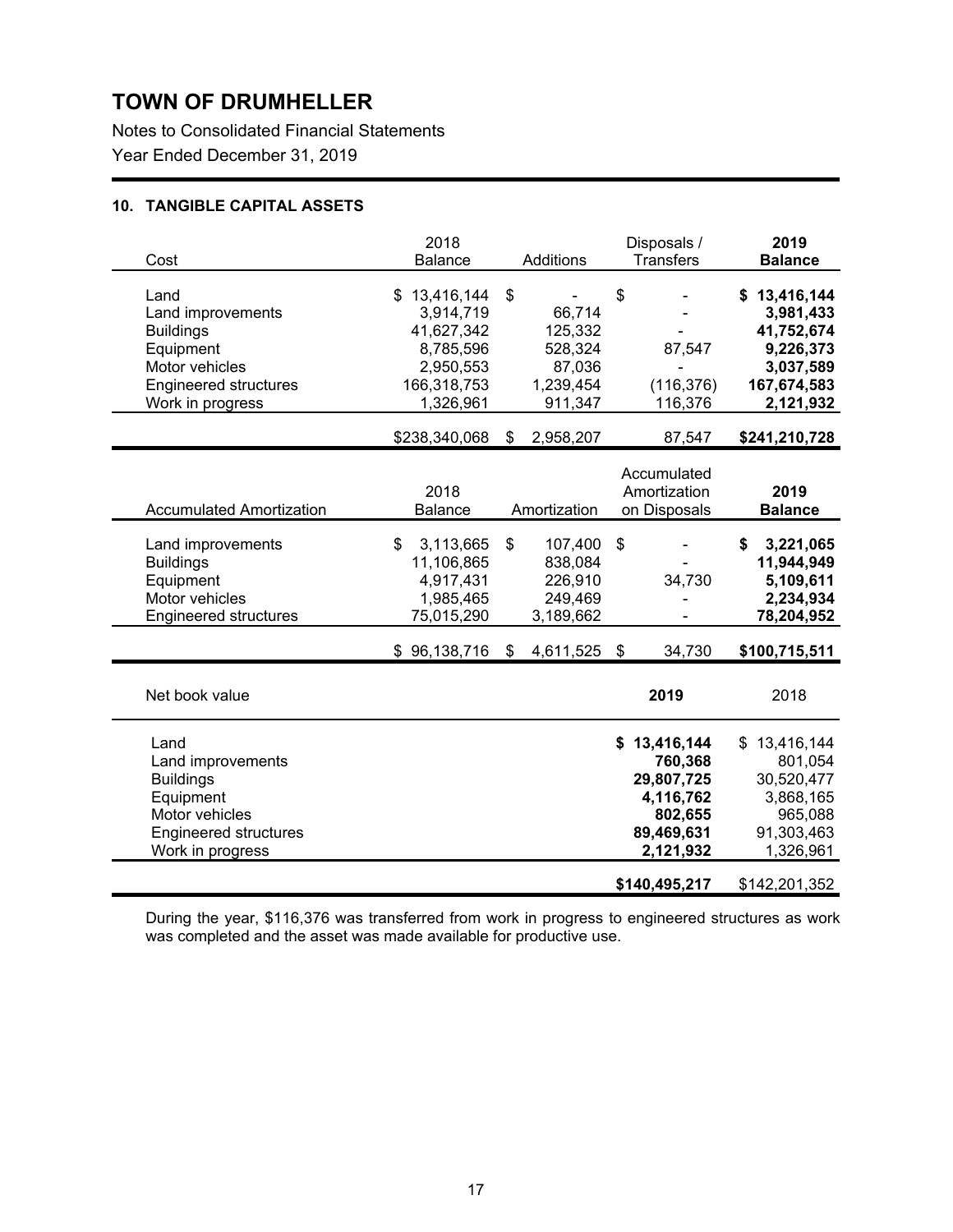# TOWN OF DRUMHELLER

Notes to Consolidated Financial Statements

Year Ended December 31, 2019

### 10. TANGIBLE CAPITAL ASSETS

| Cost | 2018 Balance | Additions | Disposals / Transfers | 2019 Balance |
|---|---|---|---|---|
| Land | $ 13,416,144 | $ - | $ - | **$ 13,416,144** |
| Land improvements | 3,914,719 | 66,714 | - | **3,981,433** |
| Buildings | 41,627,342 | 125,332 | - | **41,752,674** |
| Equipment | 8,785,596 | 528,324 | 87,547 | **9,226,373** |
| Motor vehicles | 2,950,553 | 87,036 | - | **3,037,589** |
| Engineered structures | 166,318,753 | 1,239,454 | (116,376) | **167,674,583** |
| Work in progress | 1,326,961 | 911,347 | 116,376 | **2,121,932** |
| | $238,340,068 | $ 2,958,207 | 87,547 | **$241,210,728** |

| Accumulated Amortization | 2018 Balance | Amortization | Accumulated Amortization on Disposals | 2019 Balance |
|---|---|---|---|---|
| Land improvements | $ 3,113,665 | $ 107,400 | $ - | **$ 3,221,065** |
| Buildings | 11,106,865 | 838,084 | - | **11,944,949** |
| Equipment | 4,917,431 | 226,910 | 34,730 | **5,109,611** |
| Motor vehicles | 1,985,465 | 249,469 | - | **2,234,934** |
| Engineered structures | 75,015,290 | 3,189,662 | - | **78,204,952** |
| | $ 96,138,716 | $ 4,611,525 | $ 34,730 | **$100,715,511** |

| Net book value | 2019 | 2018 |
|---|---|---|
| Land | **$ 13,416,144** | $ 13,416,144 |
| Land improvements | **760,368** | 801,054 |
| Buildings | **29,807,725** | 30,520,477 |
| Equipment | **4,116,762** | 3,868,165 |
| Motor vehicles | **802,655** | 965,088 |
| Engineered structures | **89,469,631** | 91,303,463 |
| Work in progress | **2,121,932** | 1,326,961 |
| | **$140,495,217** | $142,201,352 |

During the year, $116,376 was transferred from work in progress to engineered structures as work was completed and the asset was made available for productive use.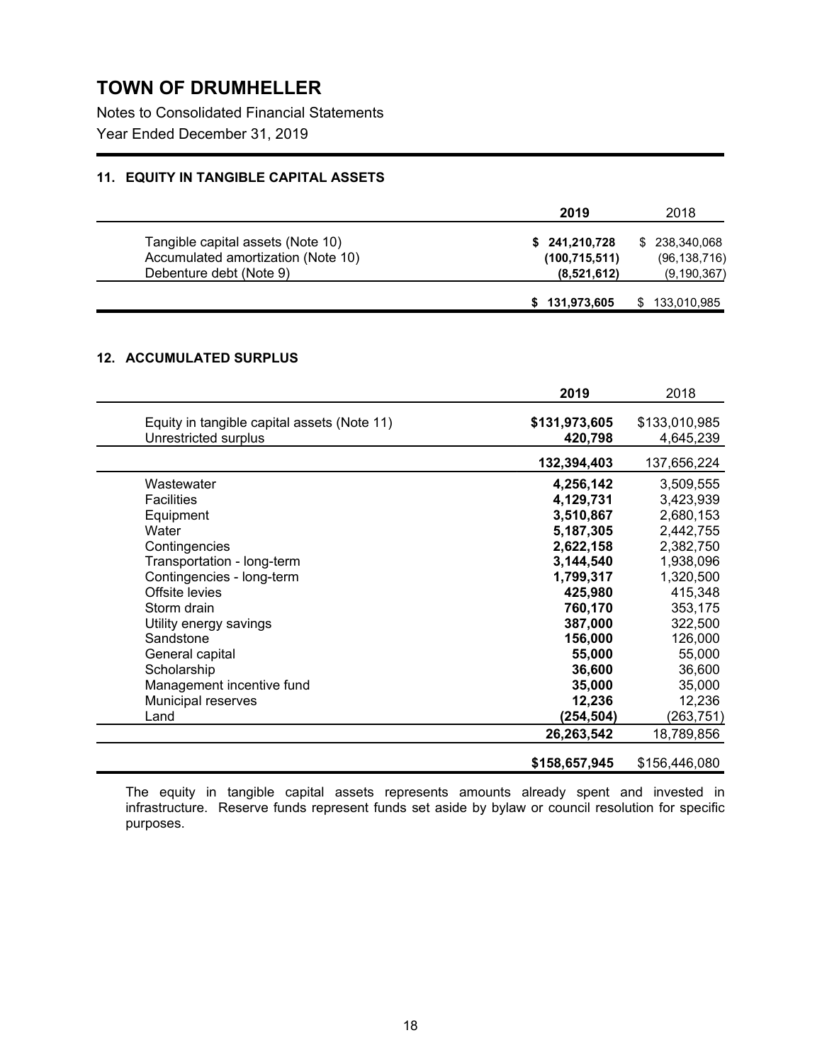# TOWN OF DRUMHELLER

Notes to Consolidated Financial Statements

Year Ended December 31, 2019

### 11. EQUITY IN TANGIBLE CAPITAL ASSETS

| | 2019 | 2018 |
|---|---|---|
| Tangible capital assets (Note 10) | **$ 241,210,728** | $ 238,340,068 |
| Accumulated amortization (Note 10) | **(100,715,511)** | (96,138,716) |
| Debenture debt (Note 9) | **(8,521,612)** | (9,190,367) |
| | **$ 131,973,605** | $ 133,010,985 |

### 12. ACCUMULATED SURPLUS

| | 2019 | 2018 |
|---|---|---|
| Equity in tangible capital assets (Note 11) | **$131,973,605** | $133,010,985 |
| Unrestricted surplus | **420,798** | 4,645,239 |
| | **132,394,403** | 137,656,224 |
| Wastewater | **4,256,142** | 3,509,555 |
| Facilities | **4,129,731** | 3,423,939 |
| Equipment | **3,510,867** | 2,680,153 |
| Water | **5,187,305** | 2,442,755 |
| Contingencies | **2,622,158** | 2,382,750 |
| Transportation - long-term | **3,144,540** | 1,938,096 |
| Contingencies - long-term | **1,799,317** | 1,320,500 |
| Offsite levies | **425,980** | 415,348 |
| Storm drain | **760,170** | 353,175 |
| Utility energy savings | **387,000** | 322,500 |
| Sandstone | **156,000** | 126,000 |
| General capital | **55,000** | 55,000 |
| Scholarship | **36,600** | 36,600 |
| Management incentive fund | **35,000** | 35,000 |
| Municipal reserves | **12,236** | 12,236 |
| Land | **(254,504)** | (263,751) |
| | **26,263,542** | 18,789,856 |
| | **$158,657,945** | $156,446,080 |

The equity in tangible capital assets represents amounts already spent and invested in infrastructure. Reserve funds represent funds set aside by bylaw or council resolution for specific purposes.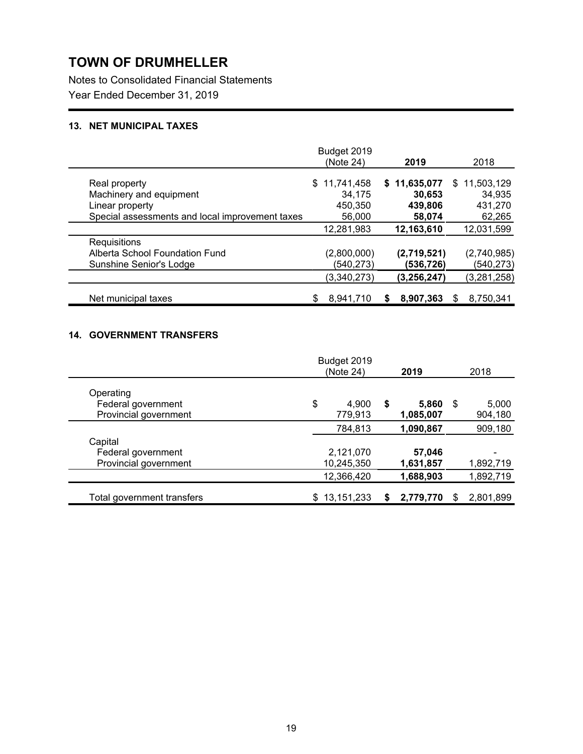# TOWN OF DRUMHELLER

Notes to Consolidated Financial Statements

Year Ended December 31, 2019

### 13. NET MUNICIPAL TAXES

| | Budget 2019 (Note 24) | **2019** | 2018 |
|---|---|---|---|
| Real property | $ 11,741,458 | **$ 11,635,077** | $ 11,503,129 |
| Machinery and equipment | 34,175 | **30,653** | 34,935 |
| Linear property | 450,350 | **439,806** | 431,270 |
| Special assessments and local improvement taxes | 56,000 | **58,074** | 62,265 |
| | 12,281,983 | **12,163,610** | 12,031,599 |
| Requisitions | | | |
| Alberta School Foundation Fund | (2,800,000) | **(2,719,521)** | (2,740,985) |
| Sunshine Senior's Lodge | (540,273) | **(536,726)** | (540,273) |
| | (3,340,273) | **(3,256,247)** | (3,281,258) |
| Net municipal taxes | $ 8,941,710 | **$ 8,907,363** | $ 8,750,341 |

### 14. GOVERNMENT TRANSFERS

| | Budget 2019 (Note 24) | **2019** | 2018 |
|---|---|---|---|
| Operating | | | |
| Federal government | $ 4,900 | **$ 5,860** | $ 5,000 |
| Provincial government | 779,913 | **1,085,007** | 904,180 |
| | 784,813 | **1,090,867** | 909,180 |
| Capital | | | |
| Federal government | 2,121,070 | **57,046** | - |
| Provincial government | 10,245,350 | **1,631,857** | 1,892,719 |
| | 12,366,420 | **1,688,903** | 1,892,719 |
| Total government transfers | $ 13,151,233 | **$ 2,779,770** | $ 2,801,899 |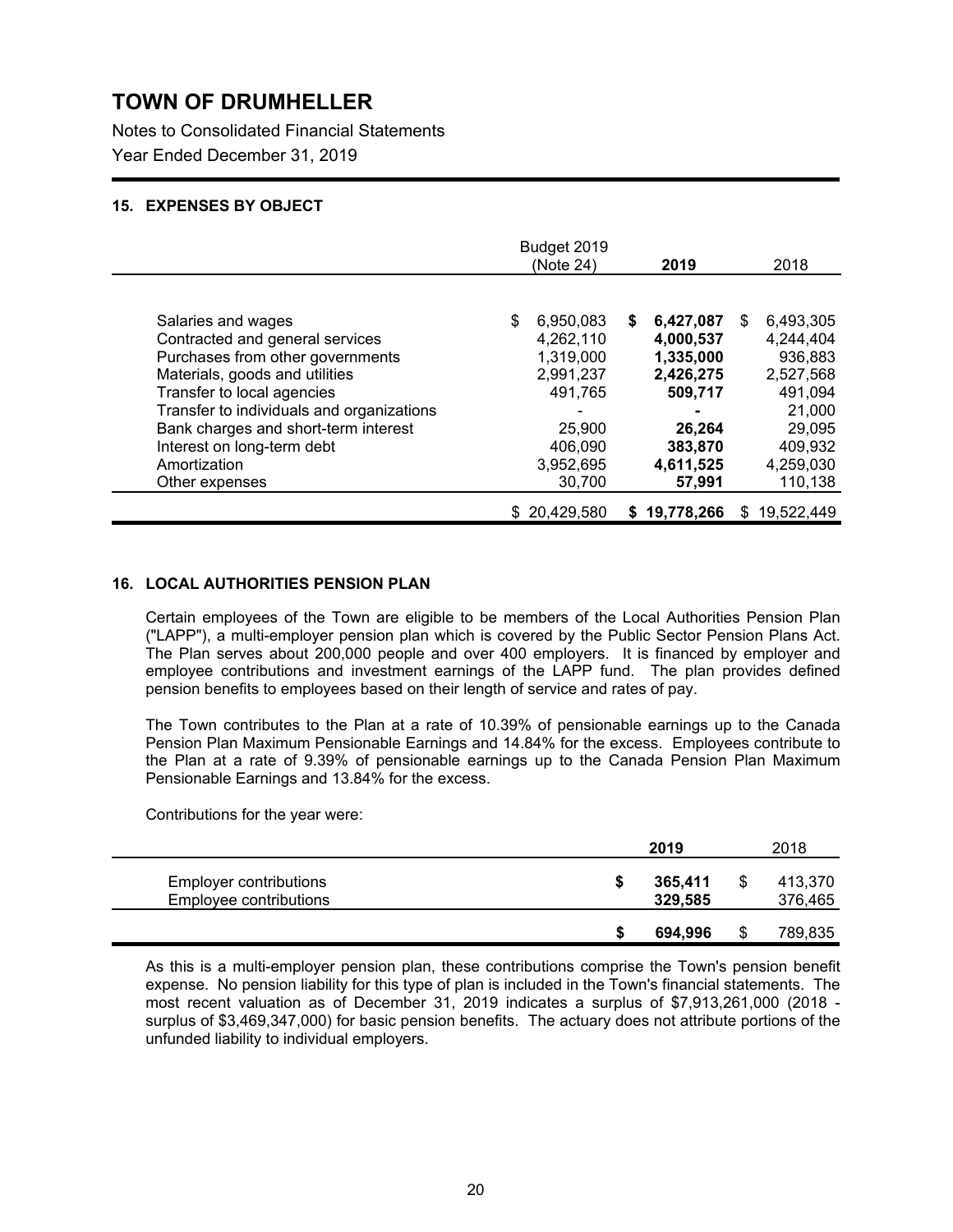# TOWN OF DRUMHELLER

Notes to Consolidated Financial Statements

Year Ended December 31, 2019

### 15. EXPENSES BY OBJECT

| | Budget 2019 (Note 24) | **2019** | 2018 |
|---|---|---|---|
| Salaries and wages | $ 6,950,083 | **$ 6,427,087** | $ 6,493,305 |
| Contracted and general services | 4,262,110 | **4,000,537** | 4,244,404 |
| Purchases from other governments | 1,319,000 | **1,335,000** | 936,883 |
| Materials, goods and utilities | 2,991,237 | **2,426,275** | 2,527,568 |
| Transfer to local agencies | 491,765 | **509,717** | 491,094 |
| Transfer to individuals and organizations | - | **-** | 21,000 |
| Bank charges and short-term interest | 25,900 | **26,264** | 29,095 |
| Interest on long-term debt | 406,090 | **383,870** | 409,932 |
| Amortization | 3,952,695 | **4,611,525** | 4,259,030 |
| Other expenses | 30,700 | **57,991** | 110,138 |
| | $ 20,429,580 | **$ 19,778,266** | $ 19,522,449 |

### 16. LOCAL AUTHORITIES PENSION PLAN

Certain employees of the Town are eligible to be members of the Local Authorities Pension Plan ("LAPP"), a multi-employer pension plan which is covered by the Public Sector Pension Plans Act. The Plan serves about 200,000 people and over 400 employers. It is financed by employer and employee contributions and investment earnings of the LAPP fund. The plan provides defined pension benefits to employees based on their length of service and rates of pay.

The Town contributes to the Plan at a rate of 10.39% of pensionable earnings up to the Canada Pension Plan Maximum Pensionable Earnings and 14.84% for the excess. Employees contribute to the Plan at a rate of 9.39% of pensionable earnings up to the Canada Pension Plan Maximum Pensionable Earnings and 13.84% for the excess.

Contributions for the year were:

| | **2019** | 2018 |
|---|---|---|
| Employer contributions | **$ 365,411** | $ 413,370 |
| Employee contributions | **329,585** | 376,465 |
| | **$ 694,996** | $ 789,835 |

As this is a multi-employer pension plan, these contributions comprise the Town's pension benefit expense. No pension liability for this type of plan is included in the Town's financial statements. The most recent valuation as of December 31, 2019 indicates a surplus of $7,913,261,000 (2018 - surplus of $3,469,347,000) for basic pension benefits. The actuary does not attribute portions of the unfunded liability to individual employers.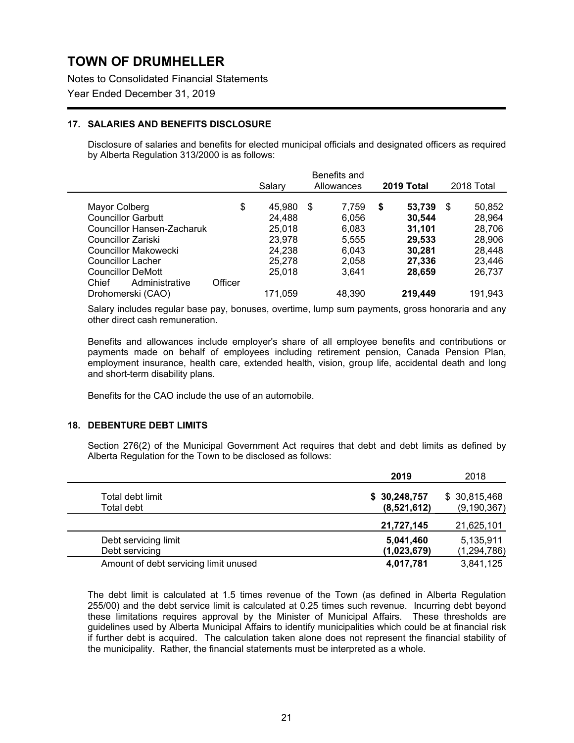# TOWN OF DRUMHELLER

Notes to Consolidated Financial Statements

Year Ended December 31, 2019

## 17. SALARIES AND BENEFITS DISCLOSURE

Disclosure of salaries and benefits for elected municipal officials and designated officers as required by Alberta Regulation 313/2000 is as follows:

| | Salary | Benefits and Allowances | **2019 Total** | 2018 Total |
|---|---|---|---|---|
| Mayor Colberg | $ 45,980 | $ 7,759 | **$ 53,739** | $ 50,852 |
| Councillor Garbutt | 24,488 | 6,056 | **30,544** | 28,964 |
| Councillor Hansen-Zacharuk | 25,018 | 6,083 | **31,101** | 28,706 |
| Councillor Zariski | 23,978 | 5,555 | **29,533** | 28,906 |
| Councillor Makowecki | 24,238 | 6,043 | **30,281** | 28,448 |
| Councillor Lacher | 25,278 | 2,058 | **27,336** | 23,446 |
| Councillor DeMott | 25,018 | 3,641 | **28,659** | 26,737 |
| Chief Administrative Officer Drohomerski (CAO) | 171,059 | 48,390 | **219,449** | 191,943 |

Salary includes regular base pay, bonuses, overtime, lump sum payments, gross honoraria and any other direct cash remuneration.

Benefits and allowances include employer's share of all employee benefits and contributions or payments made on behalf of employees including retirement pension, Canada Pension Plan, employment insurance, health care, extended health, vision, group life, accidental death and long and short-term disability plans.

Benefits for the CAO include the use of an automobile.

## 18. DEBENTURE DEBT LIMITS

Section 276(2) of the Municipal Government Act requires that debt and debt limits as defined by Alberta Regulation for the Town to be disclosed as follows:

| | **2019** | 2018 |
|---|---|---|
| Total debt limit | **$ 30,248,757** | $ 30,815,468 |
| Total debt | **(8,521,612)** | (9,190,367) |
| | **21,727,145** | 21,625,101 |
| Debt servicing limit | **5,041,460** | 5,135,911 |
| Debt servicing | **(1,023,679)** | (1,294,786) |
| Amount of debt servicing limit unused | **4,017,781** | 3,841,125 |

The debt limit is calculated at 1.5 times revenue of the Town (as defined in Alberta Regulation 255/00) and the debt service limit is calculated at 0.25 times such revenue. Incurring debt beyond these limitations requires approval by the Minister of Municipal Affairs. These thresholds are guidelines used by Alberta Municipal Affairs to identify municipalities which could be at financial risk if further debt is acquired. The calculation taken alone does not represent the financial stability of the municipality. Rather, the financial statements must be interpreted as a whole.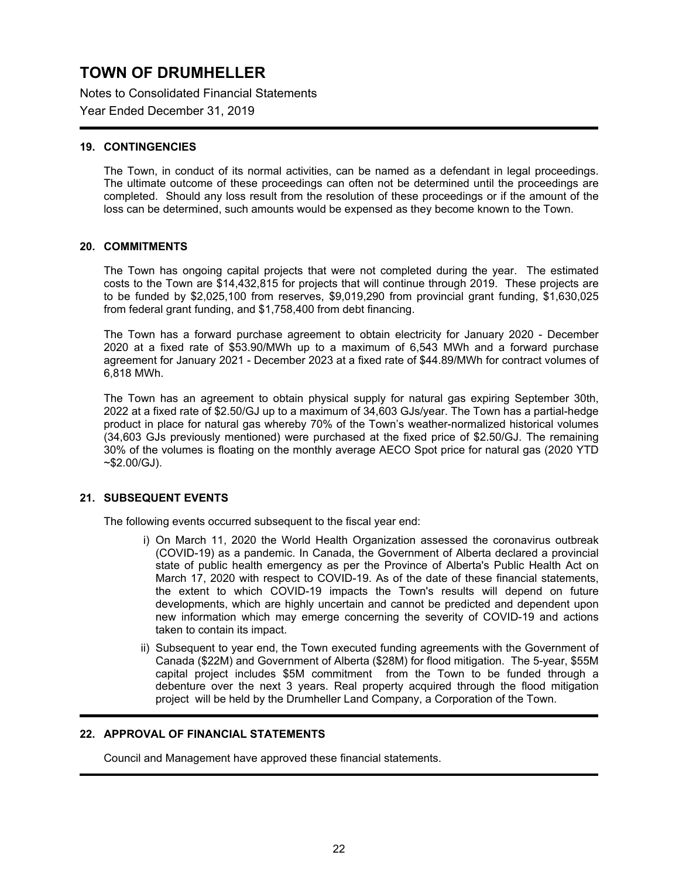# TOWN OF DRUMHELLER

Notes to Consolidated Financial Statements

Year Ended December 31, 2019

### 19. CONTINGENCIES

The Town, in conduct of its normal activities, can be named as a defendant in legal proceedings. The ultimate outcome of these proceedings can often not be determined until the proceedings are completed. Should any loss result from the resolution of these proceedings or if the amount of the loss can be determined, such amounts would be expensed as they become known to the Town.

### 20. COMMITMENTS

The Town has ongoing capital projects that were not completed during the year. The estimated costs to the Town are $14,432,815 for projects that will continue through 2019. These projects are to be funded by $2,025,100 from reserves, $9,019,290 from provincial grant funding, $1,630,025 from federal grant funding, and $1,758,400 from debt financing.

The Town has a forward purchase agreement to obtain electricity for January 2020 - December 2020 at a fixed rate of $53.90/MWh up to a maximum of 6,543 MWh and a forward purchase agreement for January 2021 - December 2023 at a fixed rate of $44.89/MWh for contract volumes of 6,818 MWh.

The Town has an agreement to obtain physical supply for natural gas expiring September 30th, 2022 at a fixed rate of $2.50/GJ up to a maximum of 34,603 GJs/year. The Town has a partial-hedge product in place for natural gas whereby 70% of the Town's weather-normalized historical volumes (34,603 GJs previously mentioned) were purchased at the fixed price of $2.50/GJ. The remaining 30% of the volumes is floating on the monthly average AECO Spot price for natural gas (2020 YTD ~$2.00/GJ).

### 21. SUBSEQUENT EVENTS

The following events occurred subsequent to the fiscal year end:

i) On March 11, 2020 the World Health Organization assessed the coronavirus outbreak (COVID-19) as a pandemic. In Canada, the Government of Alberta declared a provincial state of public health emergency as per the Province of Alberta's Public Health Act on March 17, 2020 with respect to COVID-19. As of the date of these financial statements, the extent to which COVID-19 impacts the Town's results will depend on future developments, which are highly uncertain and cannot be predicted and dependent upon new information which may emerge concerning the severity of COVID-19 and actions taken to contain its impact.

ii) Subsequent to year end, the Town executed funding agreements with the Government of Canada ($22M) and Government of Alberta ($28M) for flood mitigation. The 5-year, $55M capital project includes $5M commitment from the Town to be funded through a debenture over the next 3 years. Real property acquired through the flood mitigation project will be held by the Drumheller Land Company, a Corporation of the Town.

### 22. APPROVAL OF FINANCIAL STATEMENTS

Council and Management have approved these financial statements.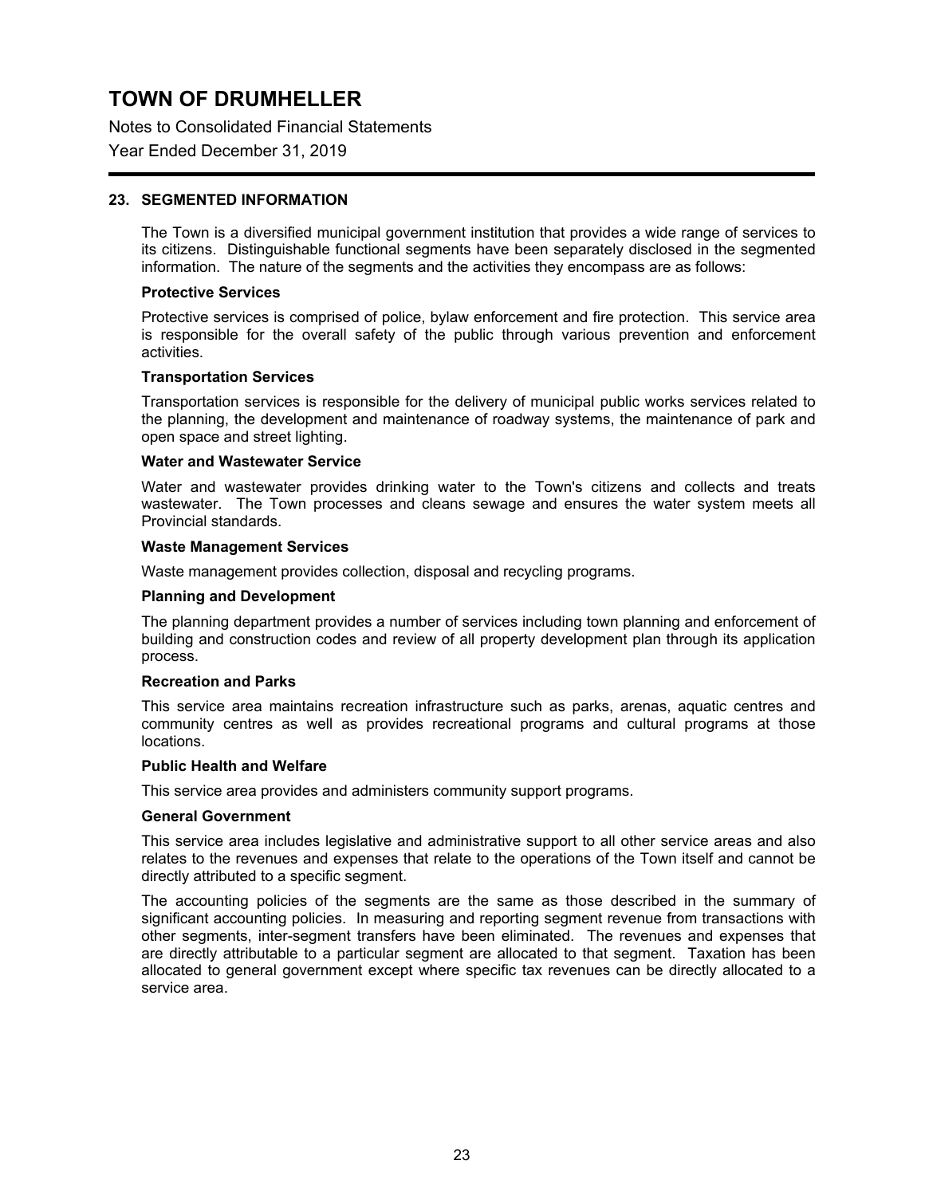# TOWN OF DRUMHELLER

Notes to Consolidated Financial Statements

Year Ended December 31, 2019

## 23. SEGMENTED INFORMATION

The Town is a diversified municipal government institution that provides a wide range of services to its citizens. Distinguishable functional segments have been separately disclosed in the segmented information. The nature of the segments and the activities they encompass are as follows:

**Protective Services**

Protective services is comprised of police, bylaw enforcement and fire protection. This service area is responsible for the overall safety of the public through various prevention and enforcement activities.

**Transportation Services**

Transportation services is responsible for the delivery of municipal public works services related to the planning, the development and maintenance of roadway systems, the maintenance of park and open space and street lighting.

**Water and Wastewater Service**

Water and wastewater provides drinking water to the Town's citizens and collects and treats wastewater. The Town processes and cleans sewage and ensures the water system meets all Provincial standards.

**Waste Management Services**

Waste management provides collection, disposal and recycling programs.

**Planning and Development**

The planning department provides a number of services including town planning and enforcement of building and construction codes and review of all property development plan through its application process.

**Recreation and Parks**

This service area maintains recreation infrastructure such as parks, arenas, aquatic centres and community centres as well as provides recreational programs and cultural programs at those locations.

**Public Health and Welfare**

This service area provides and administers community support programs.

**General Government**

This service area includes legislative and administrative support to all other service areas and also relates to the revenues and expenses that relate to the operations of the Town itself and cannot be directly attributed to a specific segment.

The accounting policies of the segments are the same as those described in the summary of significant accounting policies. In measuring and reporting segment revenue from transactions with other segments, inter-segment transfers have been eliminated. The revenues and expenses that are directly attributable to a particular segment are allocated to that segment. Taxation has been allocated to general government except where specific tax revenues can be directly allocated to a service area.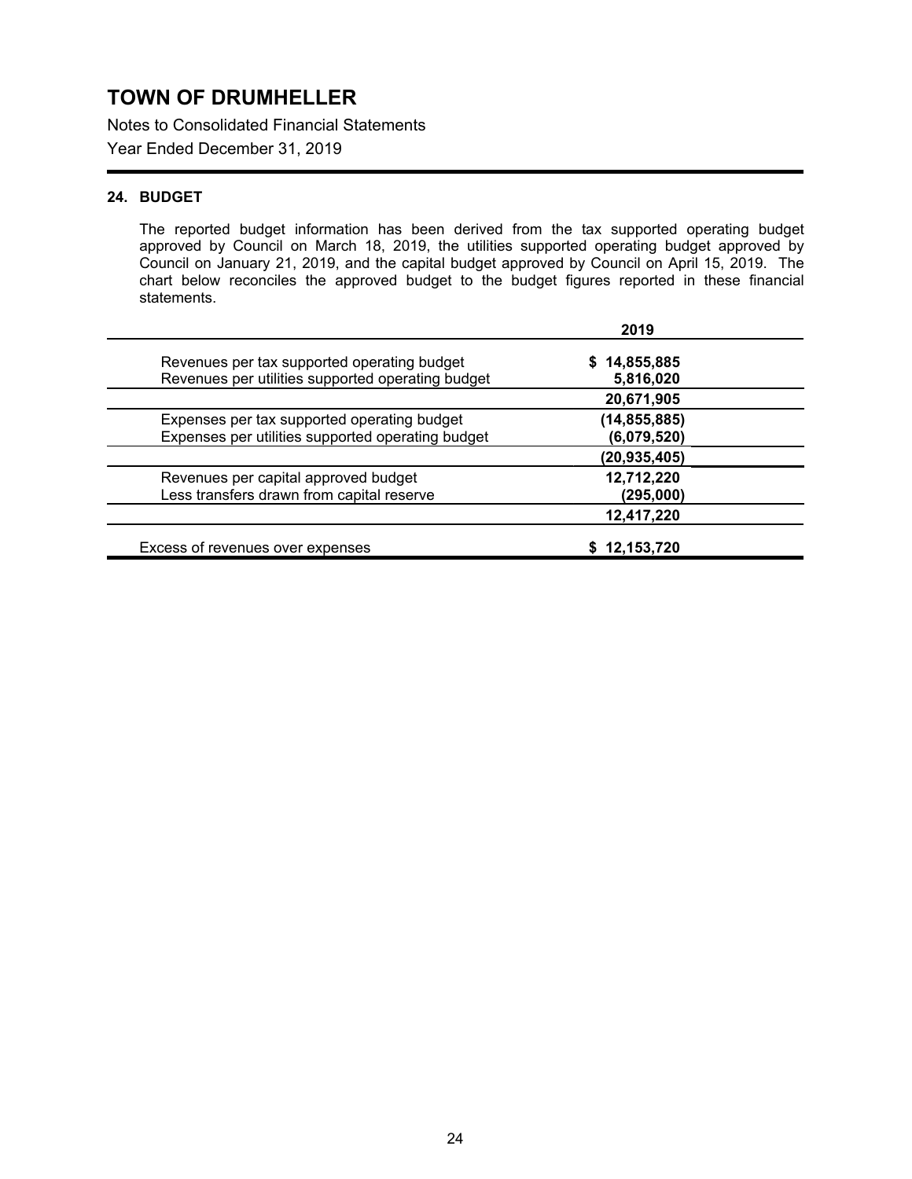# TOWN OF DRUMHELLER

Notes to Consolidated Financial Statements

Year Ended December 31, 2019

## 24. BUDGET

The reported budget information has been derived from the tax supported operating budget approved by Council on March 18, 2019, the utilities supported operating budget approved by Council on January 21, 2019, and the capital budget approved by Council on April 15, 2019. The chart below reconciles the approved budget to the budget figures reported in these financial statements.

| | 2019 |
|---|---|
| Revenues per tax supported operating budget | $ 14,855,885 |
| Revenues per utilities supported operating budget | 5,816,020 |
| | 20,671,905 |
| Expenses per tax supported operating budget | (14,855,885) |
| Expenses per utilities supported operating budget | (6,079,520) |
| | (20,935,405) |
| Revenues per capital approved budget | 12,712,220 |
| Less transfers drawn from capital reserve | (295,000) |
| | 12,417,220 |
| Excess of revenues over expenses | $ 12,153,720 |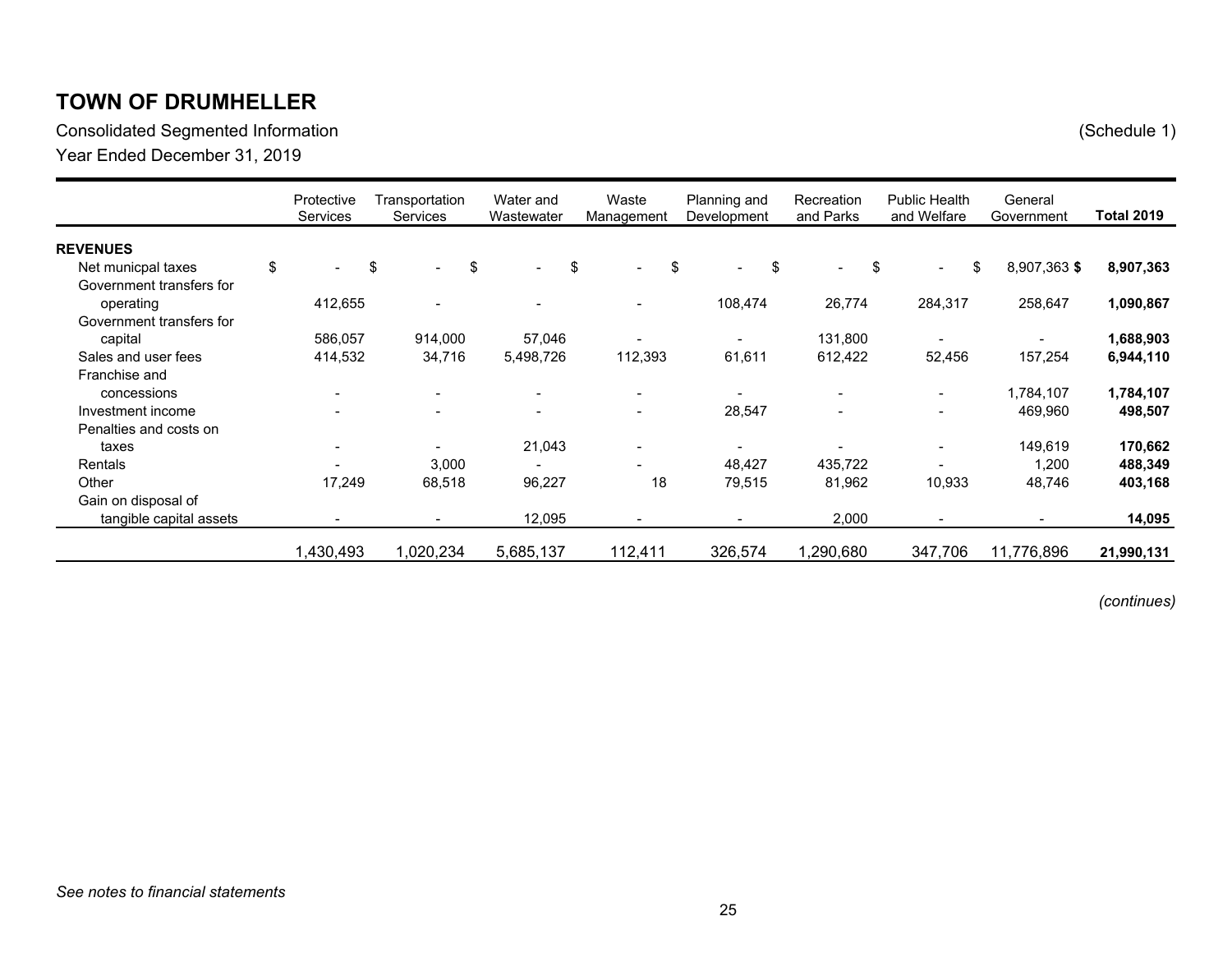# TOWN OF DRUMHELLER

Consolidated Segmented Information (Schedule 1)

Year Ended December 31, 2019

| | Protective Services | Transportation Services | Water and Wastewater | Waste Management | Planning and Development | Recreation and Parks | Public Health and Welfare | General Government | **Total 2019** |
|---|---|---|---|---|---|---|---|---|---|
| **REVENUES** | | | | | | | | | |
| Net municpal taxes | $ - | $ - | $ - | $ - | $ - | $ - | $ - | $ 8,907,363 | **$ 8,907,363** |
| Government transfers for operating | 412,655 | - | - | - | 108,474 | 26,774 | 284,317 | 258,647 | **1,090,867** |
| Government transfers for capital | 586,057 | 914,000 | 57,046 | - | - | 131,800 | - | - | **1,688,903** |
| Sales and user fees | 414,532 | 34,716 | 5,498,726 | 112,393 | 61,611 | 612,422 | 52,456 | 157,254 | **6,944,110** |
| Franchise and concessions | - | - | - | - | - | - | - | 1,784,107 | **1,784,107** |
| Investment income | - | - | - | - | 28,547 | - | - | 469,960 | **498,507** |
| Penalties and costs on taxes | - | - | 21,043 | - | - | - | - | 149,619 | **170,662** |
| Rentals | - | 3,000 | - | - | 48,427 | 435,722 | - | 1,200 | **488,349** |
| Other | 17,249 | 68,518 | 96,227 | 18 | 79,515 | 81,962 | 10,933 | 48,746 | **403,168** |
| Gain on disposal of tangible capital assets | - | - | 12,095 | - | - | 2,000 | - | - | **14,095** |
| | 1,430,493 | 1,020,234 | 5,685,137 | 112,411 | 326,574 | 1,290,680 | 347,706 | 11,776,896 | **21,990,131** |

*(continues)*

*See notes to financial statements*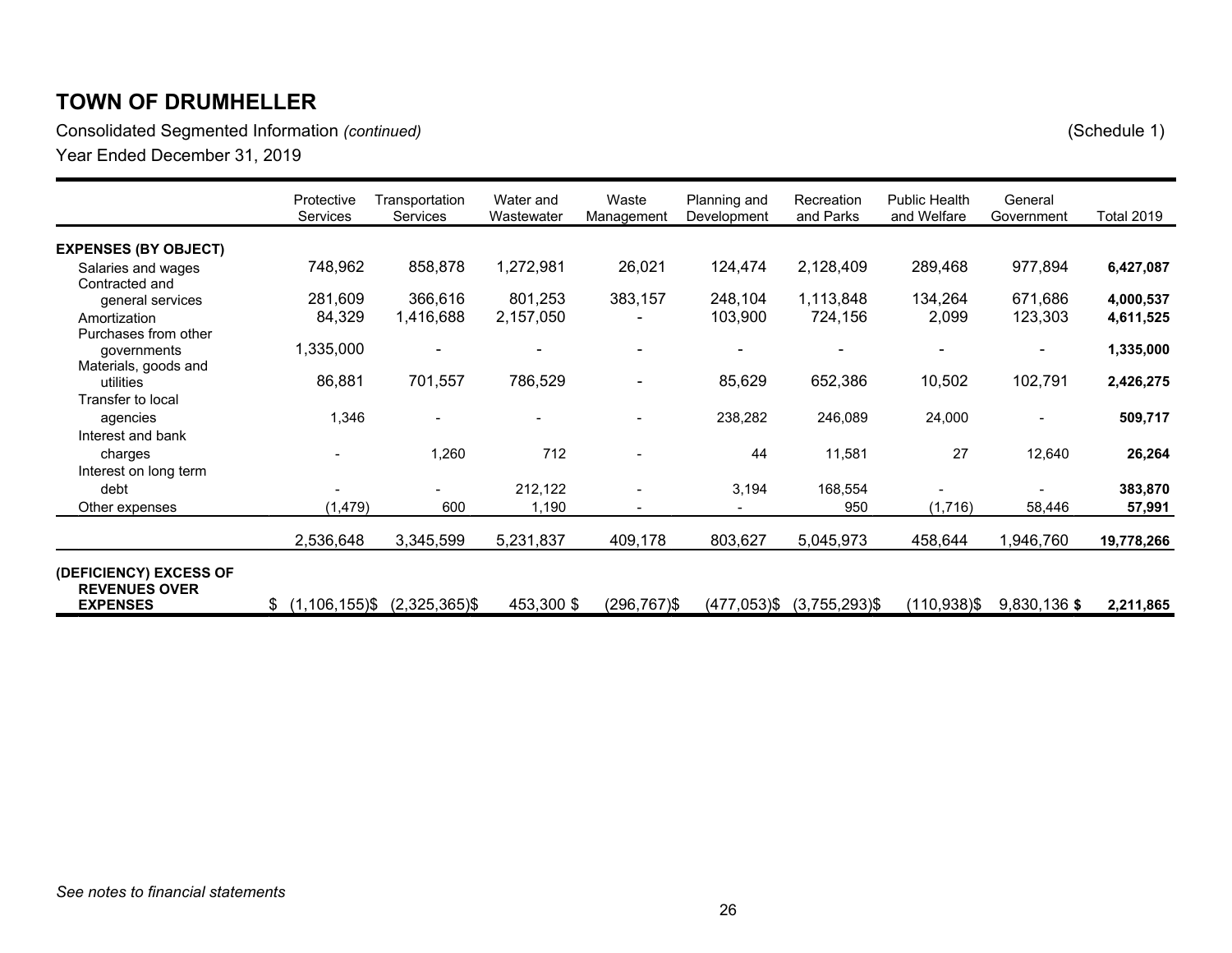# TOWN OF DRUMHELLER

Consolidated Segmented Information *(continued)* (Schedule 1)

Year Ended December 31, 2019

| | Protective Services | Transportation Services | Water and Wastewater | Waste Management | Planning and Development | Recreation and Parks | Public Health and Welfare | General Government | Total 2019 |
|---|---|---|---|---|---|---|---|---|---|
| **EXPENSES (BY OBJECT)** | | | | | | | | | |
| Salaries and wages | 748,962 | 858,878 | 1,272,981 | 26,021 | 124,474 | 2,128,409 | 289,468 | 977,894 | **6,427,087** |
| Contracted and general services | 281,609 | 366,616 | 801,253 | 383,157 | 248,104 | 1,113,848 | 134,264 | 671,686 | **4,000,537** |
| Amortization | 84,329 | 1,416,688 | 2,157,050 | - | 103,900 | 724,156 | 2,099 | 123,303 | **4,611,525** |
| Purchases from other governments | 1,335,000 | - | - | - | - | - | - | - | **1,335,000** |
| Materials, goods and utilities | 86,881 | 701,557 | 786,529 | - | 85,629 | 652,386 | 10,502 | 102,791 | **2,426,275** |
| Transfer to local agencies | 1,346 | - | - | - | 238,282 | 246,089 | 24,000 | - | **509,717** |
| Interest and bank charges | - | 1,260 | 712 | - | 44 | 11,581 | 27 | 12,640 | **26,264** |
| Interest on long term debt | - | - | 212,122 | - | 3,194 | 168,554 | - | - | **383,870** |
| Other expenses | (1,479) | 600 | 1,190 | - | - | 950 | (1,716) | 58,446 | **57,991** |
| | 2,536,648 | 3,345,599 | 5,231,837 | 409,178 | 803,627 | 5,045,973 | 458,644 | 1,946,760 | **19,778,266** |
| **(DEFICIENCY) EXCESS OF REVENUES OVER EXPENSES** | $ (1,106,155) | $ (2,325,365) | $ 453,300 | $ (296,767) | $ (477,053) | $ (3,755,293) | $ (110,938) | $ 9,830,136 | **$ 2,211,865** |

*See notes to financial statements*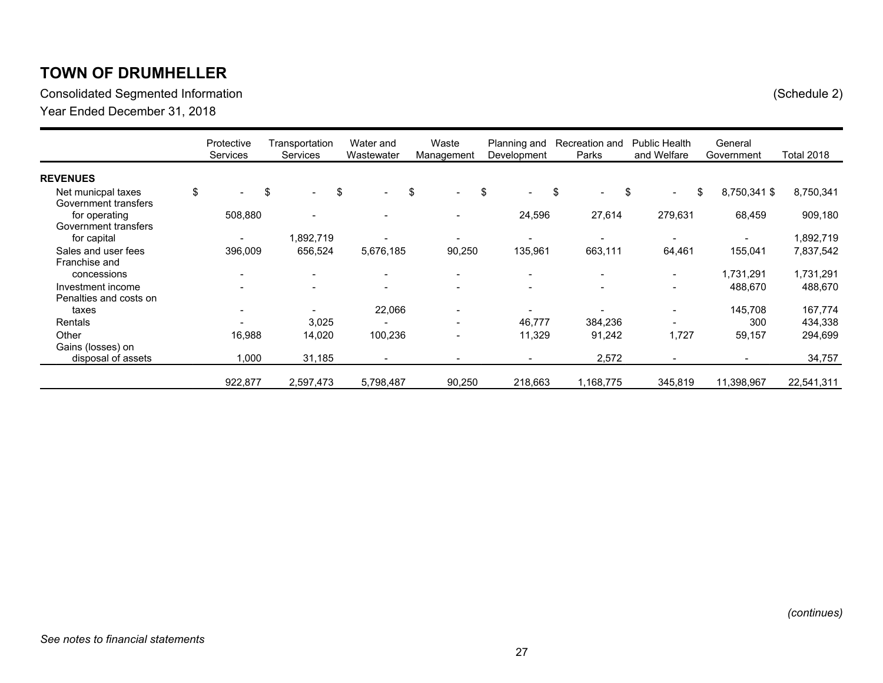# TOWN OF DRUMHELLER

Consolidated Segmented Information (Schedule 2)

Year Ended December 31, 2018

| | Protective Services | Transportation Services | Water and Wastewater | Waste Management | Planning and Development | Recreation and Parks | Public Health and Welfare | General Government | Total 2018 |
|---|---|---|---|---|---|---|---|---|---|
| **REVENUES** | | | | | | | | | |
| Net municpal taxes | $ - | $ - | $ - | $ - | $ - | $ - | $ - | $ 8,750,341 | $ 8,750,341 |
| Government transfers for operating | 508,880 | - | - | - | 24,596 | 27,614 | 279,631 | 68,459 | 909,180 |
| Government transfers for capital | - | 1,892,719 | - | - | - | - | - | - | 1,892,719 |
| Sales and user fees | 396,009 | 656,524 | 5,676,185 | 90,250 | 135,961 | 663,111 | 64,461 | 155,041 | 7,837,542 |
| Franchise and concessions | - | - | - | - | - | - | - | 1,731,291 | 1,731,291 |
| Investment income | - | - | - | - | - | - | - | 488,670 | 488,670 |
| Penalties and costs on taxes | - | - | 22,066 | - | - | - | - | 145,708 | 167,774 |
| Rentals | - | 3,025 | - | - | 46,777 | 384,236 | - | 300 | 434,338 |
| Other | 16,988 | 14,020 | 100,236 | - | 11,329 | 91,242 | 1,727 | 59,157 | 294,699 |
| Gains (losses) on disposal of assets | 1,000 | 31,185 | - | - | - | 2,572 | - | - | 34,757 |
| | 922,877 | 2,597,473 | 5,798,487 | 90,250 | 218,663 | 1,168,775 | 345,819 | 11,398,967 | 22,541,311 |

*(continues)*

*See notes to financial statements*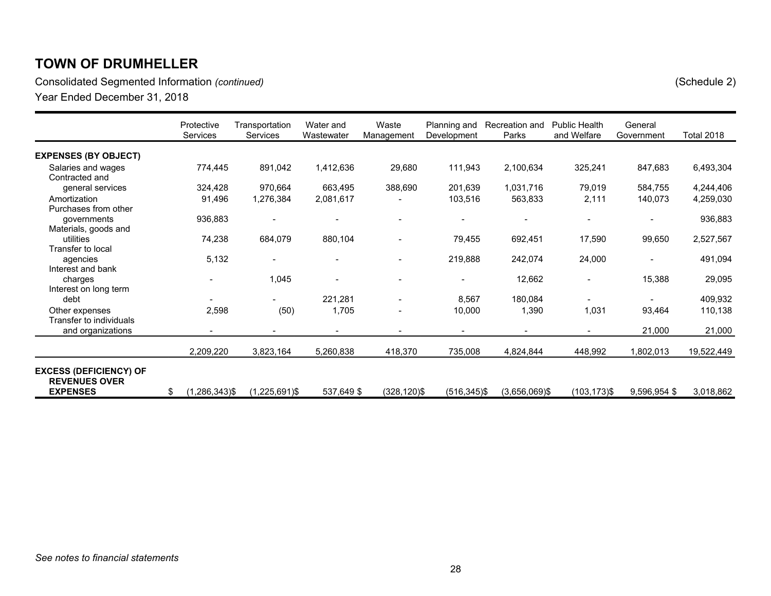# TOWN OF DRUMHELLER

Consolidated Segmented Information *(continued)* (Schedule 2)

Year Ended December 31, 2018

| | Protective Services | Transportation Services | Water and Wastewater | Waste Management | Planning and Development | Recreation and Parks | Public Health and Welfare | General Government | Total 2018 |
|---|---|---|---|---|---|---|---|---|---|
| **EXPENSES (BY OBJECT)** | | | | | | | | | |
| Salaries and wages | 774,445 | 891,042 | 1,412,636 | 29,680 | 111,943 | 2,100,634 | 325,241 | 847,683 | 6,493,304 |
| Contracted and general services | 324,428 | 970,664 | 663,495 | 388,690 | 201,639 | 1,031,716 | 79,019 | 584,755 | 4,244,406 |
| Amortization | 91,496 | 1,276,384 | 2,081,617 | - | 103,516 | 563,833 | 2,111 | 140,073 | 4,259,030 |
| Purchases from other governments | 936,883 | - | - | - | - | - | - | - | 936,883 |
| Materials, goods and utilities | 74,238 | 684,079 | 880,104 | - | 79,455 | 692,451 | 17,590 | 99,650 | 2,527,567 |
| Transfer to local agencies | 5,132 | - | - | - | 219,888 | 242,074 | 24,000 | - | 491,094 |
| Interest and bank charges | - | 1,045 | - | - | - | 12,662 | - | 15,388 | 29,095 |
| Interest on long term debt | - | - | 221,281 | - | 8,567 | 180,084 | - | - | 409,932 |
| Other expenses | 2,598 | (50) | 1,705 | - | 10,000 | 1,390 | 1,031 | 93,464 | 110,138 |
| Transfer to individuals and organizations | - | - | - | - | - | - | - | 21,000 | 21,000 |
| | 2,209,220 | 3,823,164 | 5,260,838 | 418,370 | 735,008 | 4,824,844 | 448,992 | 1,802,013 | 19,522,449 |
| **EXCESS (DEFICIENCY) OF REVENUES OVER EXPENSES** | $ (1,286,343) | $ (1,225,691) | $ 537,649 | $ (328,120) | $ (516,345) | $ (3,656,069) | $ (103,173) | $ 9,596,954 | $ 3,018,862 |

*See notes to financial statements*